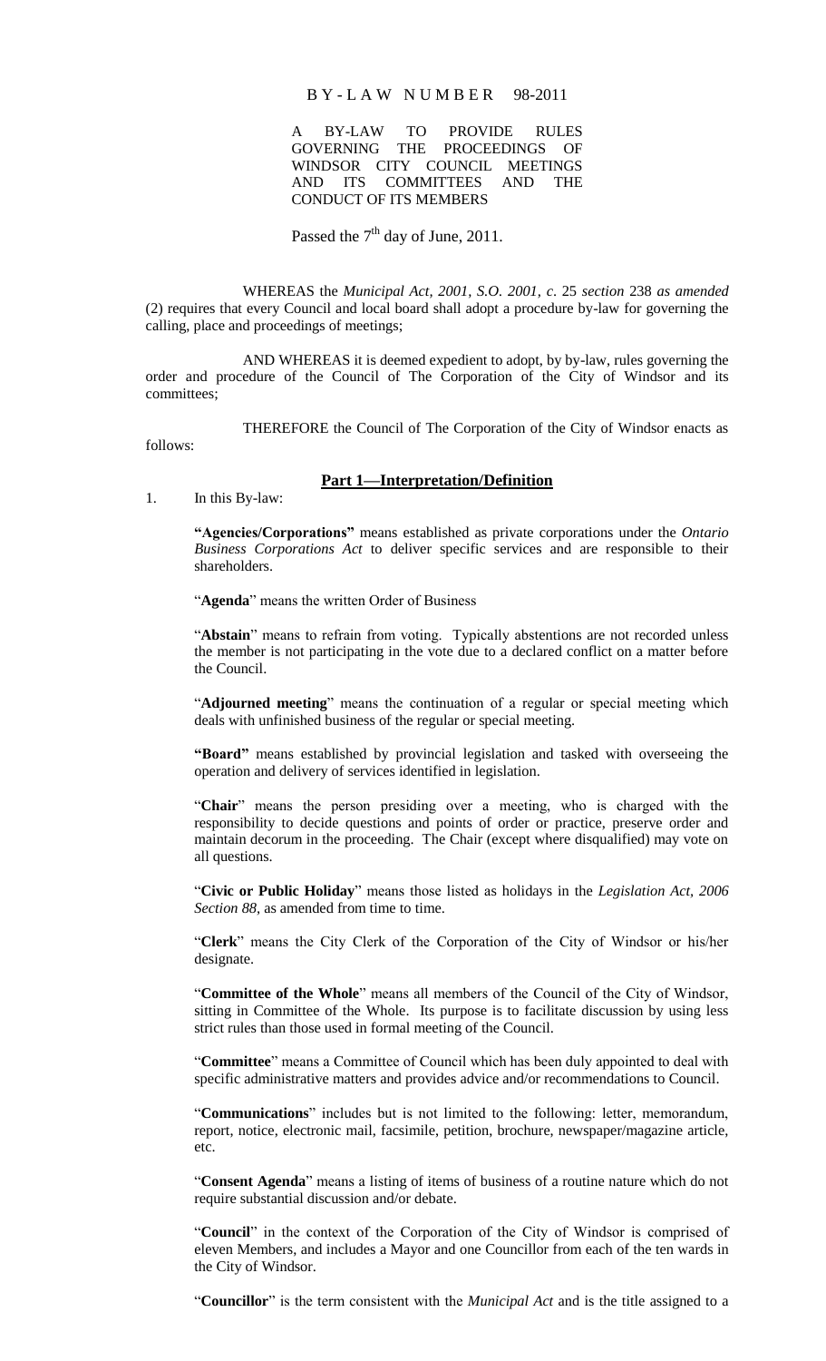# BY-LAW NUMBER 98-2011

A BY-LAW TO PROVIDE RULES GOVERNING THE PROCEEDINGS OF WINDSOR CITY COUNCIL MEETINGS AND ITS COMMITTEES AND THE CONDUCT OF ITS MEMBERS

Passed the 7th day of June, 2011.

WHEREAS the *Municipal Act, 2001, S.O. 2001, c*. 25 *section* 238 *as amended* (2) requires that every Council and local board shall adopt a procedure by-law for governing the calling, place and proceedings of meetings;

AND WHEREAS it is deemed expedient to adopt, by by-law, rules governing the order and procedure of the Council of The Corporation of the City of Windsor and its committees;

THEREFORE the Council of The Corporation of the City of Windsor enacts as follows:

## Part 1—Interpretation/Definition

1. In this By-law:

**"Agencies/Corporations"** means established as private corporations under the *Ontario Business Corporations Act* to deliver specific services and are responsible to their shareholders.

"**Agenda**" means the written Order of Business

"**Abstain**" means to refrain from voting. Typically abstentions are not recorded unless the member is not participating in the vote due to a declared conflict on a matter before the Council.

"**Adjourned meeting**" means the continuation of a regular or special meeting which deals with unfinished business of the regular or special meeting.

**"Board"** means established by provincial legislation and tasked with overseeing the operation and delivery of services identified in legislation.

"**Chair**" means the person presiding over a meeting, who is charged with the responsibility to decide questions and points of order or practice, preserve order and maintain decorum in the proceeding. The Chair (except where disqualified) may vote on all questions.

"**Civic or Public Holiday**" means those listed as holidays in the *Legislation Act, 2006 Section 88*, as amended from time to time.

"**Clerk**" means the City Clerk of the Corporation of the City of Windsor or his/her designate.

"**Committee of the Whole**" means all members of the Council of the City of Windsor, sitting in Committee of the Whole. Its purpose is to facilitate discussion by using less strict rules than those used in formal meeting of the Council.

"**Committee**" means a Committee of Council which has been duly appointed to deal with specific administrative matters and provides advice and/or recommendations to Council.

"**Communications**" includes but is not limited to the following: letter, memorandum, report, notice, electronic mail, facsimile, petition, brochure, newspaper/magazine article, etc.

"**Consent Agenda**" means a listing of items of business of a routine nature which do not require substantial discussion and/or debate.

"**Council**" in the context of the Corporation of the City of Windsor is comprised of eleven Members, and includes a Mayor and one Councillor from each of the ten wards in the City of Windsor.

"**Councillor**" is the term consistent with the *Municipal Act* and is the title assigned to a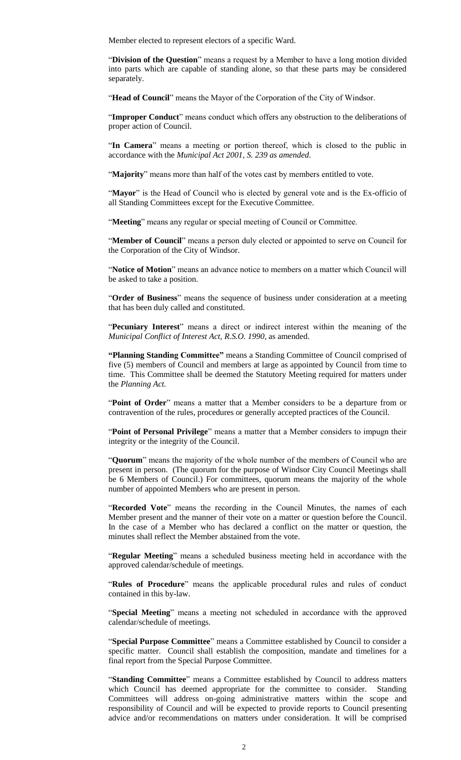Member elected to represent electors of a specific Ward.

"**Division of the Question**" means a request by a Member to have a long motion divided into parts which are capable of standing alone, so that these parts may be considered separately.

"**Head of Council**" means the Mayor of the Corporation of the City of Windsor.

"**Improper Conduct**" means conduct which offers any obstruction to the deliberations of proper action of Council.

"**In Camera**" means a meeting or portion thereof, which is closed to the public in accordance with the *Municipal Act 2001, S. 239 as amended*.

"**Majority**" means more than half of the votes cast by members entitled to vote.

"**Mayor**" is the Head of Council who is elected by general vote and is the Ex-officio of all Standing Committees except for the Executive Committee.

"**Meeting**" means any regular or special meeting of Council or Committee.

"**Member of Council**" means a person duly elected or appointed to serve on Council for the Corporation of the City of Windsor.

"**Notice of Motion**" means an advance notice to members on a matter which Council will be asked to take a position.

"**Order of Business**" means the sequence of business under consideration at a meeting that has been duly called and constituted.

"**Pecuniary Interest**" means a direct or indirect interest within the meaning of the *Municipal Conflict of Interest Act, R.S.O. 1990*, as amended.

**"Planning Standing Committee"** means a Standing Committee of Council comprised of five (5) members of Council and members at large as appointed by Council from time to time. This Committee shall be deemed the Statutory Meeting required for matters under the *Planning Act.*

"**Point of Order**" means a matter that a Member considers to be a departure from or contravention of the rules, procedures or generally accepted practices of the Council.

"**Point of Personal Privilege**" means a matter that a Member considers to impugn their integrity or the integrity of the Council.

"**Quorum**" means the majority of the whole number of the members of Council who are present in person. (The quorum for the purpose of Windsor City Council Meetings shall be 6 Members of Council.) For committees, quorum means the majority of the whole number of appointed Members who are present in person.

"**Recorded Vote**" means the recording in the Council Minutes, the names of each Member present and the manner of their vote on a matter or question before the Council. In the case of a Member who has declared a conflict on the matter or question, the minutes shall reflect the Member abstained from the vote.

"**Regular Meeting**" means a scheduled business meeting held in accordance with the approved calendar/schedule of meetings.

"**Rules of Procedure**" means the applicable procedural rules and rules of conduct contained in this by-law.

"**Special Meeting**" means a meeting not scheduled in accordance with the approved calendar/schedule of meetings.

"**Special Purpose Committee**" means a Committee established by Council to consider a specific matter. Council shall establish the composition, mandate and timelines for a final report from the Special Purpose Committee.

"**Standing Committee**" means a Committee established by Council to address matters which Council has deemed appropriate for the committee to consider. Standing Committees will address on-going administrative matters within the scope and responsibility of Council and will be expected to provide reports to Council presenting advice and/or recommendations on matters under consideration. It will be comprised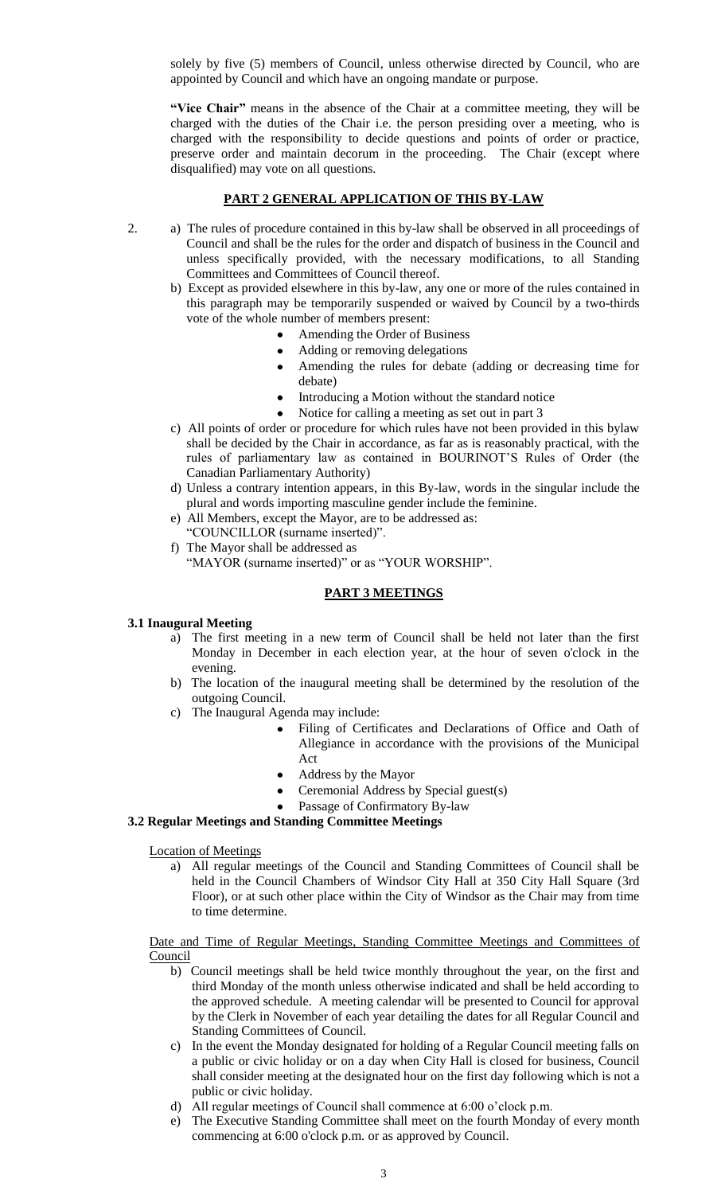solely by five (5) members of Council, unless otherwise directed by Council, who are appointed by Council and which have an ongoing mandate or purpose.

**"Vice Chair"** means in the absence of the Chair at a committee meeting, they will be charged with the duties of the Chair i.e. the person presiding over a meeting, who is charged with the responsibility to decide questions and points of order or practice, preserve order and maintain decorum in the proceeding. The Chair (except where disqualified) may vote on all questions.

## PART 2 GENERAL APPLICATION OF THIS BY-LAW

2. a) The rules of procedure contained in this by-law shall be observed in all proceedings of Council and shall be the rules for the order and dispatch of business in the Council and unless specifically provided, with the necessary modifications, to all Standing Committees and Committees of Council thereof.

   b) Except as provided elsewhere in this by-law, any one or more of the rules contained in this paragraph may be temporarily suspended or waived by Council by a two-thirds vote of the whole number of members present:
   - Amending the Order of Business
   - Adding or removing delegations
   - Amending the rules for debate (adding or decreasing time for debate)
   - Introducing a Motion without the standard notice
   - Notice for calling a meeting as set out in part 3

   c) All points of order or procedure for which rules have not been provided in this bylaw shall be decided by the Chair in accordance, as far as is reasonably practical, with the rules of parliamentary law as contained in BOURINOT'S Rules of Order (the Canadian Parliamentary Authority)

   d) Unless a contrary intention appears, in this By-law, words in the singular include the plural and words importing masculine gender include the feminine.

   e) All Members, except the Mayor, are to be addressed as:
   "COUNCILLOR (surname inserted)".

   f) The Mayor shall be addressed as
   "MAYOR (surname inserted)" or as "YOUR WORSHIP".

## PART 3 MEETINGS

### 3.1 Inaugural Meeting

a) The first meeting in a new term of Council shall be held not later than the first Monday in December in each election year, at the hour of seven o'clock in the evening.

b) The location of the inaugural meeting shall be determined by the resolution of the outgoing Council.

c) The Inaugural Agenda may include:
- Filing of Certificates and Declarations of Office and Oath of Allegiance in accordance with the provisions of the Municipal Act
- Address by the Mayor
- Ceremonial Address by Special guest(s)
- Passage of Confirmatory By-law

### 3.2 Regular Meetings and Standing Committee Meetings

Location of Meetings

a) All regular meetings of the Council and Standing Committees of Council shall be held in the Council Chambers of Windsor City Hall at 350 City Hall Square (3rd Floor), or at such other place within the City of Windsor as the Chair may from time to time determine.

Date and Time of Regular Meetings, Standing Committee Meetings and Committees of Council

b) Council meetings shall be held twice monthly throughout the year, on the first and third Monday of the month unless otherwise indicated and shall be held according to the approved schedule. A meeting calendar will be presented to Council for approval by the Clerk in November of each year detailing the dates for all Regular Council and Standing Committees of Council.

c) In the event the Monday designated for holding of a Regular Council meeting falls on a public or civic holiday or on a day when City Hall is closed for business, Council shall consider meeting at the designated hour on the first day following which is not a public or civic holiday.

d) All regular meetings of Council shall commence at 6:00 o'clock p.m.

e) The Executive Standing Committee shall meet on the fourth Monday of every month commencing at 6:00 o'clock p.m. or as approved by Council.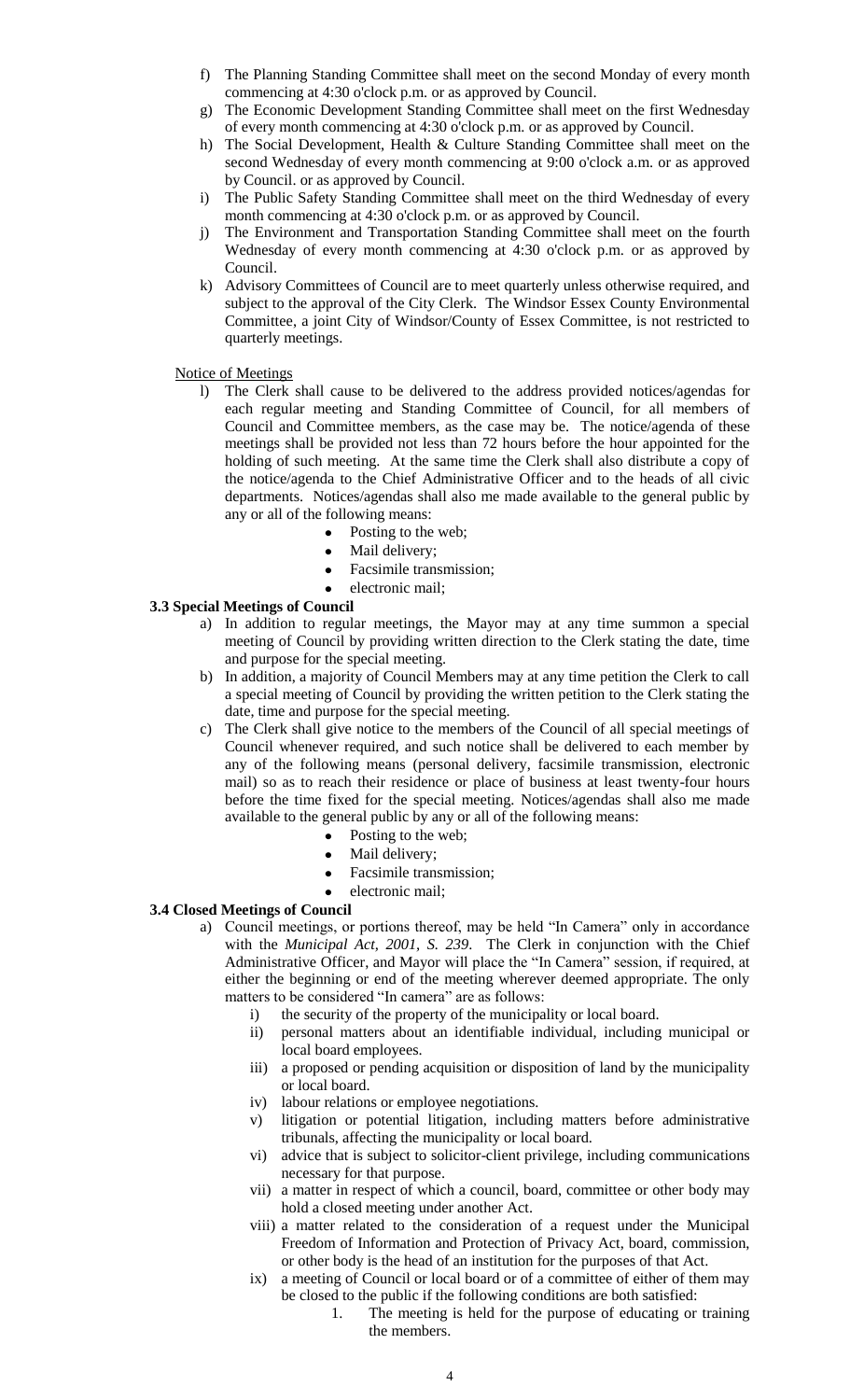f) The Planning Standing Committee shall meet on the second Monday of every month commencing at 4:30 o'clock p.m. or as approved by Council.

g) The Economic Development Standing Committee shall meet on the first Wednesday of every month commencing at 4:30 o'clock p.m. or as approved by Council.

h) The Social Development, Health & Culture Standing Committee shall meet on the second Wednesday of every month commencing at 9:00 o'clock a.m. or as approved by Council. or as approved by Council.

i) The Public Safety Standing Committee shall meet on the third Wednesday of every month commencing at 4:30 o'clock p.m. or as approved by Council.

j) The Environment and Transportation Standing Committee shall meet on the fourth Wednesday of every month commencing at 4:30 o'clock p.m. or as approved by Council.

k) Advisory Committees of Council are to meet quarterly unless otherwise required, and subject to the approval of the City Clerk. The Windsor Essex County Environmental Committee, a joint City of Windsor/County of Essex Committee, is not restricted to quarterly meetings.

Notice of Meetings

l) The Clerk shall cause to be delivered to the address provided notices/agendas for each regular meeting and Standing Committee of Council, for all members of Council and Committee members, as the case may be. The notice/agenda of these meetings shall be provided not less than 72 hours before the hour appointed for the holding of such meeting. At the same time the Clerk shall also distribute a copy of the notice/agenda to the Chief Administrative Officer and to the heads of all civic departments. Notices/agendas shall also me made available to the general public by any or all of the following means:
   - Posting to the web;
   - Mail delivery;
   - Facsimile transmission;
   - electronic mail;

**3.3 Special Meetings of Council**

a) In addition to regular meetings, the Mayor may at any time summon a special meeting of Council by providing written direction to the Clerk stating the date, time and purpose for the special meeting.

b) In addition, a majority of Council Members may at any time petition the Clerk to call a special meeting of Council by providing the written petition to the Clerk stating the date, time and purpose for the special meeting.

c) The Clerk shall give notice to the members of the Council of all special meetings of Council whenever required, and such notice shall be delivered to each member by any of the following means (personal delivery, facsimile transmission, electronic mail) so as to reach their residence or place of business at least twenty-four hours before the time fixed for the special meeting. Notices/agendas shall also me made available to the general public by any or all of the following means:
   - Posting to the web;
   - Mail delivery;
   - Facsimile transmission;
   - electronic mail;

**3.4 Closed Meetings of Council**

a) Council meetings, or portions thereof, may be held "In Camera" only in accordance with the *Municipal Act, 2001, S. 239*. The Clerk in conjunction with the Chief Administrative Officer, and Mayor will place the "In Camera" session, if required, at either the beginning or end of the meeting wherever deemed appropriate. The only matters to be considered "In camera" are as follows:
   i) the security of the property of the municipality or local board.
   ii) personal matters about an identifiable individual, including municipal or local board employees.
   iii) a proposed or pending acquisition or disposition of land by the municipality or local board.
   iv) labour relations or employee negotiations.
   v) litigation or potential litigation, including matters before administrative tribunals, affecting the municipality or local board.
   vi) advice that is subject to solicitor-client privilege, including communications necessary for that purpose.
   vii) a matter in respect of which a council, board, committee or other body may hold a closed meeting under another Act.
   viii) a matter related to the consideration of a request under the Municipal Freedom of Information and Protection of Privacy Act, board, commission, or other body is the head of an institution for the purposes of that Act.
   ix) a meeting of Council or local board or of a committee of either of them may be closed to the public if the following conditions are both satisfied:
      1. The meeting is held for the purpose of educating or training the members.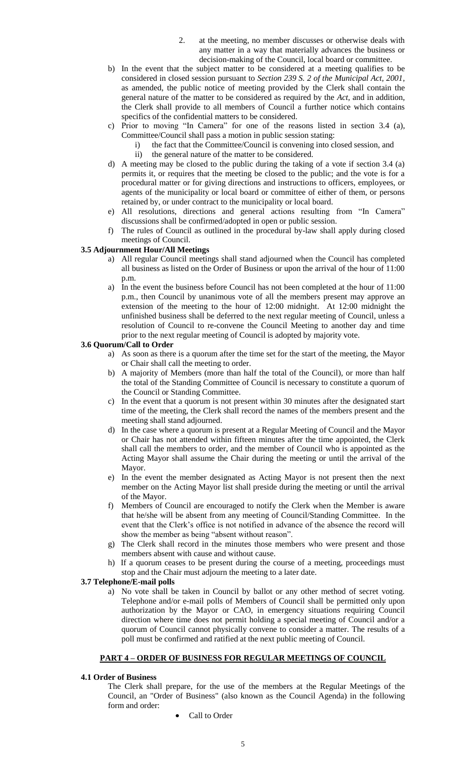2. at the meeting, no member discusses or otherwise deals with any matter in a way that materially advances the business or decision-making of the Council, local board or committee.

b) In the event that the subject matter to be considered at a meeting qualifies to be considered in closed session pursuant to *Section 239 S. 2 of the Municipal Act, 2001*, as amended, the public notice of meeting provided by the Clerk shall contain the general nature of the matter to be considered as required by the *Act*, and in addition, the Clerk shall provide to all members of Council a further notice which contains specifics of the confidential matters to be considered.

c) Prior to moving "In Camera" for one of the reasons listed in section 3.4 (a), Committee/Council shall pass a motion in public session stating:
   i) the fact that the Committee/Council is convening into closed session, and
   ii) the general nature of the matter to be considered.

d) A meeting may be closed to the public during the taking of a vote if section 3.4 (a) permits it, or requires that the meeting be closed to the public; and the vote is for a procedural matter or for giving directions and instructions to officers, employees, or agents of the municipality or local board or committee of either of them, or persons retained by, or under contract to the municipality or local board.

e) All resolutions, directions and general actions resulting from "In Camera" discussions shall be confirmed/adopted in open or public session.

f) The rules of Council as outlined in the procedural by-law shall apply during closed meetings of Council.

### 3.5 Adjournment Hour/All Meetings

a) All regular Council meetings shall stand adjourned when the Council has completed all business as listed on the Order of Business or upon the arrival of the hour of 11:00 p.m.

a) In the event the business before Council has not been completed at the hour of 11:00 p.m., then Council by unanimous vote of all the members present may approve an extension of the meeting to the hour of 12:00 midnight. At 12:00 midnight the unfinished business shall be deferred to the next regular meeting of Council, unless a resolution of Council to re-convene the Council Meeting to another day and time prior to the next regular meeting of Council is adopted by majority vote.

### 3.6 Quorum/Call to Order

a) As soon as there is a quorum after the time set for the start of the meeting, the Mayor or Chair shall call the meeting to order.

b) A majority of Members (more than half the total of the Council), or more than half the total of the Standing Committee of Council is necessary to constitute a quorum of the Council or Standing Committee.

c) In the event that a quorum is not present within 30 minutes after the designated start time of the meeting, the Clerk shall record the names of the members present and the meeting shall stand adjourned.

d) In the case where a quorum is present at a Regular Meeting of Council and the Mayor or Chair has not attended within fifteen minutes after the time appointed, the Clerk shall call the members to order, and the member of Council who is appointed as the Acting Mayor shall assume the Chair during the meeting or until the arrival of the Mayor.

e) In the event the member designated as Acting Mayor is not present then the next member on the Acting Mayor list shall preside during the meeting or until the arrival of the Mayor.

f) Members of Council are encouraged to notify the Clerk when the Member is aware that he/she will be absent from any meeting of Council/Standing Committee. In the event that the Clerk's office is not notified in advance of the absence the record will show the member as being "absent without reason".

g) The Clerk shall record in the minutes those members who were present and those members absent with cause and without cause.

h) If a quorum ceases to be present during the course of a meeting, proceedings must stop and the Chair must adjourn the meeting to a later date.

### 3.7 Telephone/E-mail polls

a) No vote shall be taken in Council by ballot or any other method of secret voting. Telephone and/or e-mail polls of Members of Council shall be permitted only upon authorization by the Mayor or CAO, in emergency situations requiring Council direction where time does not permit holding a special meeting of Council and/or a quorum of Council cannot physically convene to consider a matter. The results of a poll must be confirmed and ratified at the next public meeting of Council.

## PART 4 – ORDER OF BUSINESS FOR REGULAR MEETINGS OF COUNCIL

### 4.1 Order of Business

The Clerk shall prepare, for the use of the members at the Regular Meetings of the Council, an "Order of Business" (also known as the Council Agenda) in the following form and order:

- Call to Order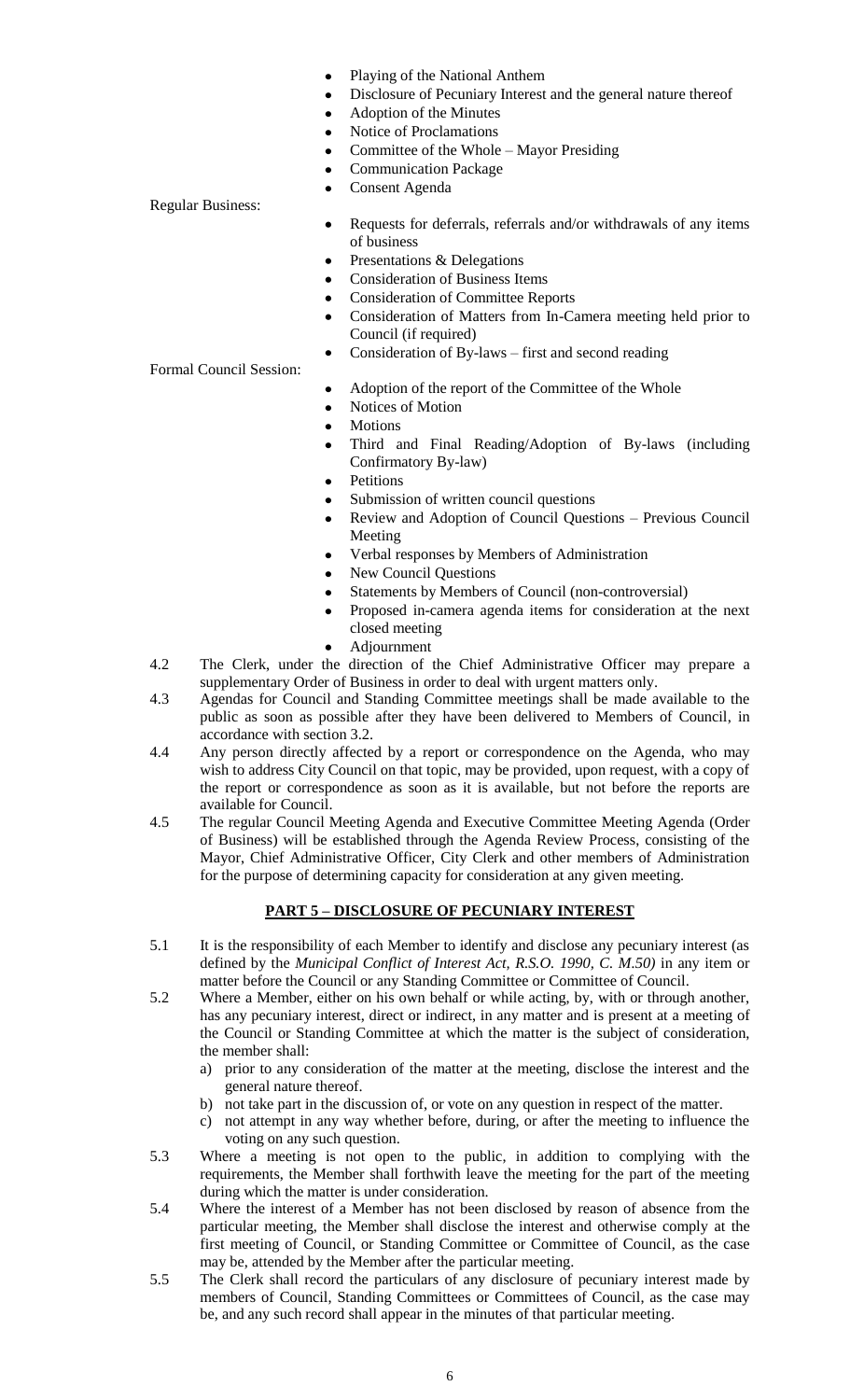- Playing of the National Anthem
- Disclosure of Pecuniary Interest and the general nature thereof
- Adoption of the Minutes
- Notice of Proclamations
- Committee of the Whole – Mayor Presiding
- Communication Package
- Consent Agenda

Regular Business:

- Requests for deferrals, referrals and/or withdrawals of any items of business
- Presentations & Delegations
- Consideration of Business Items
- Consideration of Committee Reports
- Consideration of Matters from In-Camera meeting held prior to Council (if required)
- Consideration of By-laws – first and second reading

Formal Council Session:

- Adoption of the report of the Committee of the Whole
- Notices of Motion
- Motions
- Third and Final Reading/Adoption of By-laws (including Confirmatory By-law)
- Petitions
- Submission of written council questions
- Review and Adoption of Council Questions – Previous Council Meeting
- Verbal responses by Members of Administration
- New Council Questions
- Statements by Members of Council (non-controversial)
- Proposed in-camera agenda items for consideration at the next closed meeting
- Adjournment

4.2 The Clerk, under the direction of the Chief Administrative Officer may prepare a supplementary Order of Business in order to deal with urgent matters only.

4.3 Agendas for Council and Standing Committee meetings shall be made available to the public as soon as possible after they have been delivered to Members of Council, in accordance with section 3.2.

4.4 Any person directly affected by a report or correspondence on the Agenda, who may wish to address City Council on that topic, may be provided, upon request, with a copy of the report or correspondence as soon as it is available, but not before the reports are available for Council.

4.5 The regular Council Meeting Agenda and Executive Committee Meeting Agenda (Order of Business) will be established through the Agenda Review Process, consisting of the Mayor, Chief Administrative Officer, City Clerk and other members of Administration for the purpose of determining capacity for consideration at any given meeting.

## PART 5 – DISCLOSURE OF PECUNIARY INTEREST

5.1 It is the responsibility of each Member to identify and disclose any pecuniary interest (as defined by the *Municipal Conflict of Interest Act, R.S.O. 1990, C. M.50)* in any item or matter before the Council or any Standing Committee or Committee of Council.

5.2 Where a Member, either on his own behalf or while acting, by, with or through another, has any pecuniary interest, direct or indirect, in any matter and is present at a meeting of the Council or Standing Committee at which the matter is the subject of consideration, the member shall:

a) prior to any consideration of the matter at the meeting, disclose the interest and the general nature thereof.
b) not take part in the discussion of, or vote on any question in respect of the matter.
c) not attempt in any way whether before, during, or after the meeting to influence the voting on any such question.

5.3 Where a meeting is not open to the public, in addition to complying with the requirements, the Member shall forthwith leave the meeting for the part of the meeting during which the matter is under consideration.

5.4 Where the interest of a Member has not been disclosed by reason of absence from the particular meeting, the Member shall disclose the interest and otherwise comply at the first meeting of Council, or Standing Committee or Committee of Council, as the case may be, attended by the Member after the particular meeting.

5.5 The Clerk shall record the particulars of any disclosure of pecuniary interest made by members of Council, Standing Committees or Committees of Council, as the case may be, and any such record shall appear in the minutes of that particular meeting.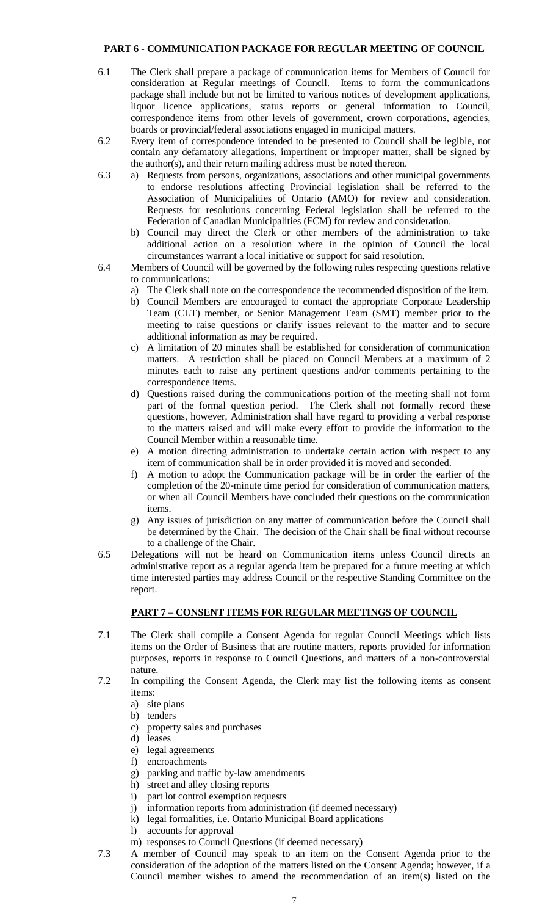## PART 6 - COMMUNICATION PACKAGE FOR REGULAR MEETING OF COUNCIL

6.1 The Clerk shall prepare a package of communication items for Members of Council for consideration at Regular meetings of Council. Items to form the communications package shall include but not be limited to various notices of development applications, liquor licence applications, status reports or general information to Council, correspondence items from other levels of government, crown corporations, agencies, boards or provincial/federal associations engaged in municipal matters.

6.2 Every item of correspondence intended to be presented to Council shall be legible, not contain any defamatory allegations, impertinent or improper matter, shall be signed by the author(s), and their return mailing address must be noted thereon.

6.3 a) Requests from persons, organizations, associations and other municipal governments to endorse resolutions affecting Provincial legislation shall be referred to the Association of Municipalities of Ontario (AMO) for review and consideration. Requests for resolutions concerning Federal legislation shall be referred to the Federation of Canadian Municipalities (FCM) for review and consideration.

b) Council may direct the Clerk or other members of the administration to take additional action on a resolution where in the opinion of Council the local circumstances warrant a local initiative or support for said resolution.

6.4 Members of Council will be governed by the following rules respecting questions relative to communications:

a) The Clerk shall note on the correspondence the recommended disposition of the item.

b) Council Members are encouraged to contact the appropriate Corporate Leadership Team (CLT) member, or Senior Management Team (SMT) member prior to the meeting to raise questions or clarify issues relevant to the matter and to secure additional information as may be required.

c) A limitation of 20 minutes shall be established for consideration of communication matters. A restriction shall be placed on Council Members at a maximum of 2 minutes each to raise any pertinent questions and/or comments pertaining to the correspondence items.

d) Questions raised during the communications portion of the meeting shall not form part of the formal question period. The Clerk shall not formally record these questions, however, Administration shall have regard to providing a verbal response to the matters raised and will make every effort to provide the information to the Council Member within a reasonable time.

e) A motion directing administration to undertake certain action with respect to any item of communication shall be in order provided it is moved and seconded.

f) A motion to adopt the Communication package will be in order the earlier of the completion of the 20-minute time period for consideration of communication matters, or when all Council Members have concluded their questions on the communication items.

g) Any issues of jurisdiction on any matter of communication before the Council shall be determined by the Chair. The decision of the Chair shall be final without recourse to a challenge of the Chair.

6.5 Delegations will not be heard on Communication items unless Council directs an administrative report as a regular agenda item be prepared for a future meeting at which time interested parties may address Council or the respective Standing Committee on the report.

## PART 7 – CONSENT ITEMS FOR REGULAR MEETINGS OF COUNCIL

7.1 The Clerk shall compile a Consent Agenda for regular Council Meetings which lists items on the Order of Business that are routine matters, reports provided for information purposes, reports in response to Council Questions, and matters of a non-controversial nature.

7.2 In compiling the Consent Agenda, the Clerk may list the following items as consent items:

a) site plans
b) tenders
c) property sales and purchases
d) leases
e) legal agreements
f) encroachments
g) parking and traffic by-law amendments
h) street and alley closing reports
i) part lot control exemption requests
j) information reports from administration (if deemed necessary)
k) legal formalities, i.e. Ontario Municipal Board applications
l) accounts for approval
m) responses to Council Questions (if deemed necessary)

7.3 A member of Council may speak to an item on the Consent Agenda prior to the consideration of the adoption of the matters listed on the Consent Agenda; however, if a Council member wishes to amend the recommendation of an item(s) listed on the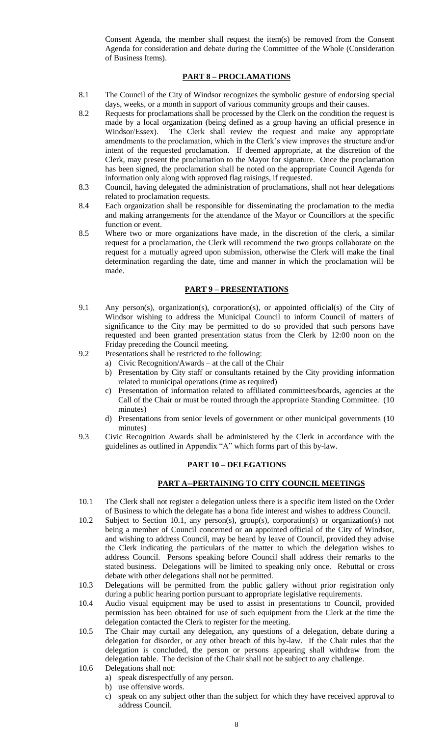Consent Agenda, the member shall request the item(s) be removed from the Consent Agenda for consideration and debate during the Committee of the Whole (Consideration of Business Items).

## PART 8 – PROCLAMATIONS

8.1 The Council of the City of Windsor recognizes the symbolic gesture of endorsing special days, weeks, or a month in support of various community groups and their causes.

8.2 Requests for proclamations shall be processed by the Clerk on the condition the request is made by a local organization (being defined as a group having an official presence in Windsor/Essex). The Clerk shall review the request and make any appropriate amendments to the proclamation, which in the Clerk's view improves the structure and/or intent of the requested proclamation. If deemed appropriate, at the discretion of the Clerk, may present the proclamation to the Mayor for signature. Once the proclamation has been signed, the proclamation shall be noted on the appropriate Council Agenda for information only along with approved flag raisings, if requested.

8.3 Council, having delegated the administration of proclamations, shall not hear delegations related to proclamation requests.

8.4 Each organization shall be responsible for disseminating the proclamation to the media and making arrangements for the attendance of the Mayor or Councillors at the specific function or event.

8.5 Where two or more organizations have made, in the discretion of the clerk, a similar request for a proclamation, the Clerk will recommend the two groups collaborate on the request for a mutually agreed upon submission, otherwise the Clerk will make the final determination regarding the date, time and manner in which the proclamation will be made.

## PART 9 – PRESENTATIONS

9.1 Any person(s), organization(s), corporation(s), or appointed official(s) of the City of Windsor wishing to address the Municipal Council to inform Council of matters of significance to the City may be permitted to do so provided that such persons have requested and been granted presentation status from the Clerk by 12:00 noon on the Friday preceding the Council meeting.

9.2 Presentations shall be restricted to the following:
   a) Civic Recognition/Awards – at the call of the Chair
   b) Presentation by City staff or consultants retained by the City providing information related to municipal operations (time as required)
   c) Presentation of information related to affiliated committees/boards, agencies at the Call of the Chair or must be routed through the appropriate Standing Committee. (10 minutes)
   d) Presentations from senior levels of government or other municipal governments (10 minutes)

9.3 Civic Recognition Awards shall be administered by the Clerk in accordance with the guidelines as outlined in Appendix "A" which forms part of this by-law.

## PART 10 – DELEGATIONS

### PART A--PERTAINING TO CITY COUNCIL MEETINGS

10.1 The Clerk shall not register a delegation unless there is a specific item listed on the Order of Business to which the delegate has a bona fide interest and wishes to address Council.

10.2 Subject to Section 10.1, any person(s), group(s), corporation(s) or organization(s) not being a member of Council concerned or an appointed official of the City of Windsor, and wishing to address Council, may be heard by leave of Council, provided they advise the Clerk indicating the particulars of the matter to which the delegation wishes to address Council. Persons speaking before Council shall address their remarks to the stated business. Delegations will be limited to speaking only once. Rebuttal or cross debate with other delegations shall not be permitted.

10.3 Delegations will be permitted from the public gallery without prior registration only during a public hearing portion pursuant to appropriate legislative requirements.

10.4 Audio visual equipment may be used to assist in presentations to Council, provided permission has been obtained for use of such equipment from the Clerk at the time the delegation contacted the Clerk to register for the meeting.

10.5 The Chair may curtail any delegation, any questions of a delegation, debate during a delegation for disorder, or any other breach of this by-law. If the Chair rules that the delegation is concluded, the person or persons appearing shall withdraw from the delegation table. The decision of the Chair shall not be subject to any challenge.

10.6 Delegations shall not:
   a) speak disrespectfully of any person.
   b) use offensive words.
   c) speak on any subject other than the subject for which they have received approval to address Council.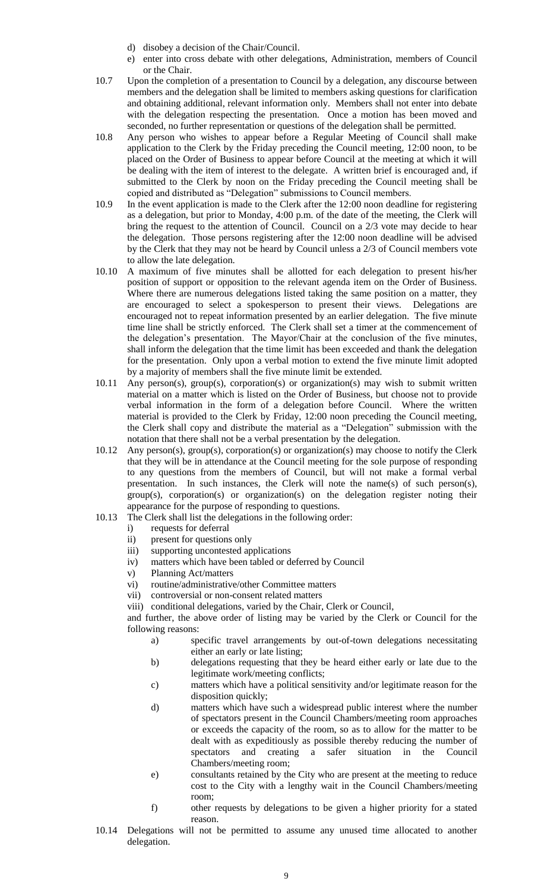d) disobey a decision of the Chair/Council.

e) enter into cross debate with other delegations, Administration, members of Council or the Chair.

10.7 Upon the completion of a presentation to Council by a delegation, any discourse between members and the delegation shall be limited to members asking questions for clarification and obtaining additional, relevant information only. Members shall not enter into debate with the delegation respecting the presentation. Once a motion has been moved and seconded, no further representation or questions of the delegation shall be permitted.

10.8 Any person who wishes to appear before a Regular Meeting of Council shall make application to the Clerk by the Friday preceding the Council meeting, 12:00 noon, to be placed on the Order of Business to appear before Council at the meeting at which it will be dealing with the item of interest to the delegate. A written brief is encouraged and, if submitted to the Clerk by noon on the Friday preceding the Council meeting shall be copied and distributed as "Delegation" submissions to Council members.

10.9 In the event application is made to the Clerk after the 12:00 noon deadline for registering as a delegation, but prior to Monday, 4:00 p.m. of the date of the meeting, the Clerk will bring the request to the attention of Council. Council on a 2/3 vote may decide to hear the delegation. Those persons registering after the 12:00 noon deadline will be advised by the Clerk that they may not be heard by Council unless a 2/3 of Council members vote to allow the late delegation.

10.10 A maximum of five minutes shall be allotted for each delegation to present his/her position of support or opposition to the relevant agenda item on the Order of Business. Where there are numerous delegations listed taking the same position on a matter, they are encouraged to select a spokesperson to present their views. Delegations are encouraged not to repeat information presented by an earlier delegation. The five minute time line shall be strictly enforced. The Clerk shall set a timer at the commencement of the delegation's presentation. The Mayor/Chair at the conclusion of the five minutes, shall inform the delegation that the time limit has been exceeded and thank the delegation for the presentation. Only upon a verbal motion to extend the five minute limit adopted by a majority of members shall the five minute limit be extended.

10.11 Any person(s), group(s), corporation(s) or organization(s) may wish to submit written material on a matter which is listed on the Order of Business, but choose not to provide verbal information in the form of a delegation before Council. Where the written material is provided to the Clerk by Friday, 12:00 noon preceding the Council meeting, the Clerk shall copy and distribute the material as a "Delegation" submission with the notation that there shall not be a verbal presentation by the delegation.

10.12 Any person(s), group(s), corporation(s) or organization(s) may choose to notify the Clerk that they will be in attendance at the Council meeting for the sole purpose of responding to any questions from the members of Council, but will not make a formal verbal presentation. In such instances, the Clerk will note the name(s) of such person(s), group(s), corporation(s) or organization(s) on the delegation register noting their appearance for the purpose of responding to questions.

10.13 The Clerk shall list the delegations in the following order:

i) requests for deferral
ii) present for questions only
iii) supporting uncontested applications
iv) matters which have been tabled or deferred by Council
v) Planning Act/matters
vi) routine/administrative/other Committee matters
vii) controversial or non-consent related matters
viii) conditional delegations, varied by the Chair, Clerk or Council,

and further, the above order of listing may be varied by the Clerk or Council for the following reasons:

a) specific travel arrangements by out-of-town delegations necessitating either an early or late listing;

b) delegations requesting that they be heard either early or late due to the legitimate work/meeting conflicts;

c) matters which have a political sensitivity and/or legitimate reason for the disposition quickly;

d) matters which have such a widespread public interest where the number of spectators present in the Council Chambers/meeting room approaches or exceeds the capacity of the room, so as to allow for the matter to be dealt with as expeditiously as possible thereby reducing the number of spectators and creating a safer situation in the Council Chambers/meeting room;

e) consultants retained by the City who are present at the meeting to reduce cost to the City with a lengthy wait in the Council Chambers/meeting room;

f) other requests by delegations to be given a higher priority for a stated reason.

10.14 Delegations will not be permitted to assume any unused time allocated to another delegation.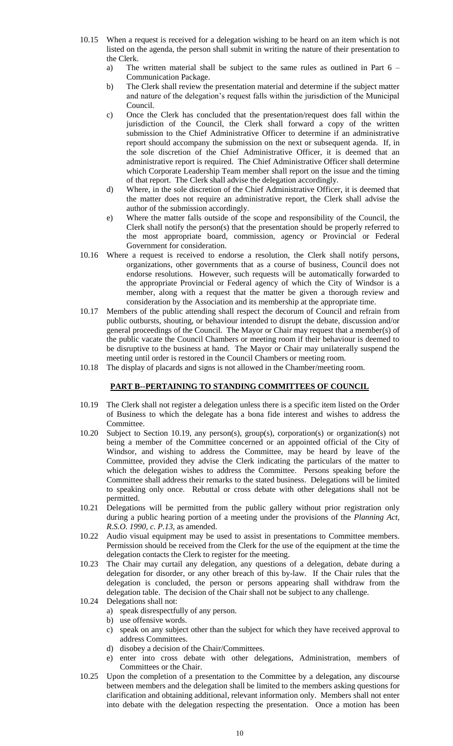10.15 When a request is received for a delegation wishing to be heard on an item which is not listed on the agenda, the person shall submit in writing the nature of their presentation to the Clerk.

   a) The written material shall be subject to the same rules as outlined in Part 6 – Communication Package.
   b) The Clerk shall review the presentation material and determine if the subject matter and nature of the delegation's request falls within the jurisdiction of the Municipal Council.
   c) Once the Clerk has concluded that the presentation/request does fall within the jurisdiction of the Council, the Clerk shall forward a copy of the written submission to the Chief Administrative Officer to determine if an administrative report should accompany the submission on the next or subsequent agenda. If, in the sole discretion of the Chief Administrative Officer, it is deemed that an administrative report is required. The Chief Administrative Officer shall determine which Corporate Leadership Team member shall report on the issue and the timing of that report. The Clerk shall advise the delegation accordingly.
   d) Where, in the sole discretion of the Chief Administrative Officer, it is deemed that the matter does not require an administrative report, the Clerk shall advise the author of the submission accordingly.
   e) Where the matter falls outside of the scope and responsibility of the Council, the Clerk shall notify the person(s) that the presentation should be properly referred to the most appropriate board, commission, agency or Provincial or Federal Government for consideration.

10.16 Where a request is received to endorse a resolution, the Clerk shall notify persons, organizations, other governments that as a course of business, Council does not endorse resolutions. However, such requests will be automatically forwarded to the appropriate Provincial or Federal agency of which the City of Windsor is a member, along with a request that the matter be given a thorough review and consideration by the Association and its membership at the appropriate time.

10.17 Members of the public attending shall respect the decorum of Council and refrain from public outbursts, shouting, or behaviour intended to disrupt the debate, discussion and/or general proceedings of the Council. The Mayor or Chair may request that a member(s) of the public vacate the Council Chambers or meeting room if their behaviour is deemed to be disruptive to the business at hand. The Mayor or Chair may unilaterally suspend the meeting until order is restored in the Council Chambers or meeting room.

10.18 The display of placards and signs is not allowed in the Chamber/meeting room.

## PART B--PERTAINING TO STANDING COMMITTEES OF COUNCIL

10.19 The Clerk shall not register a delegation unless there is a specific item listed on the Order of Business to which the delegate has a bona fide interest and wishes to address the Committee.

10.20 Subject to Section 10.19, any person(s), group(s), corporation(s) or organization(s) not being a member of the Committee concerned or an appointed official of the City of Windsor, and wishing to address the Committee, may be heard by leave of the Committee, provided they advise the Clerk indicating the particulars of the matter to which the delegation wishes to address the Committee. Persons speaking before the Committee shall address their remarks to the stated business. Delegations will be limited to speaking only once. Rebuttal or cross debate with other delegations shall not be permitted.

10.21 Delegations will be permitted from the public gallery without prior registration only during a public hearing portion of a meeting under the provisions of the *Planning Act, R.S.O. 1990, c. P.13*, as amended.

10.22 Audio visual equipment may be used to assist in presentations to Committee members. Permission should be received from the Clerk for the use of the equipment at the time the delegation contacts the Clerk to register for the meeting.

10.23 The Chair may curtail any delegation, any questions of a delegation, debate during a delegation for disorder, or any other breach of this by-law. If the Chair rules that the delegation is concluded, the person or persons appearing shall withdraw from the delegation table. The decision of the Chair shall not be subject to any challenge.

10.24 Delegations shall not:

   a) speak disrespectfully of any person.
   b) use offensive words.
   c) speak on any subject other than the subject for which they have received approval to address Committees.
   d) disobey a decision of the Chair/Committees.
   e) enter into cross debate with other delegations, Administration, members of Committees or the Chair.

10.25 Upon the completion of a presentation to the Committee by a delegation, any discourse between members and the delegation shall be limited to the members asking questions for clarification and obtaining additional, relevant information only. Members shall not enter into debate with the delegation respecting the presentation. Once a motion has been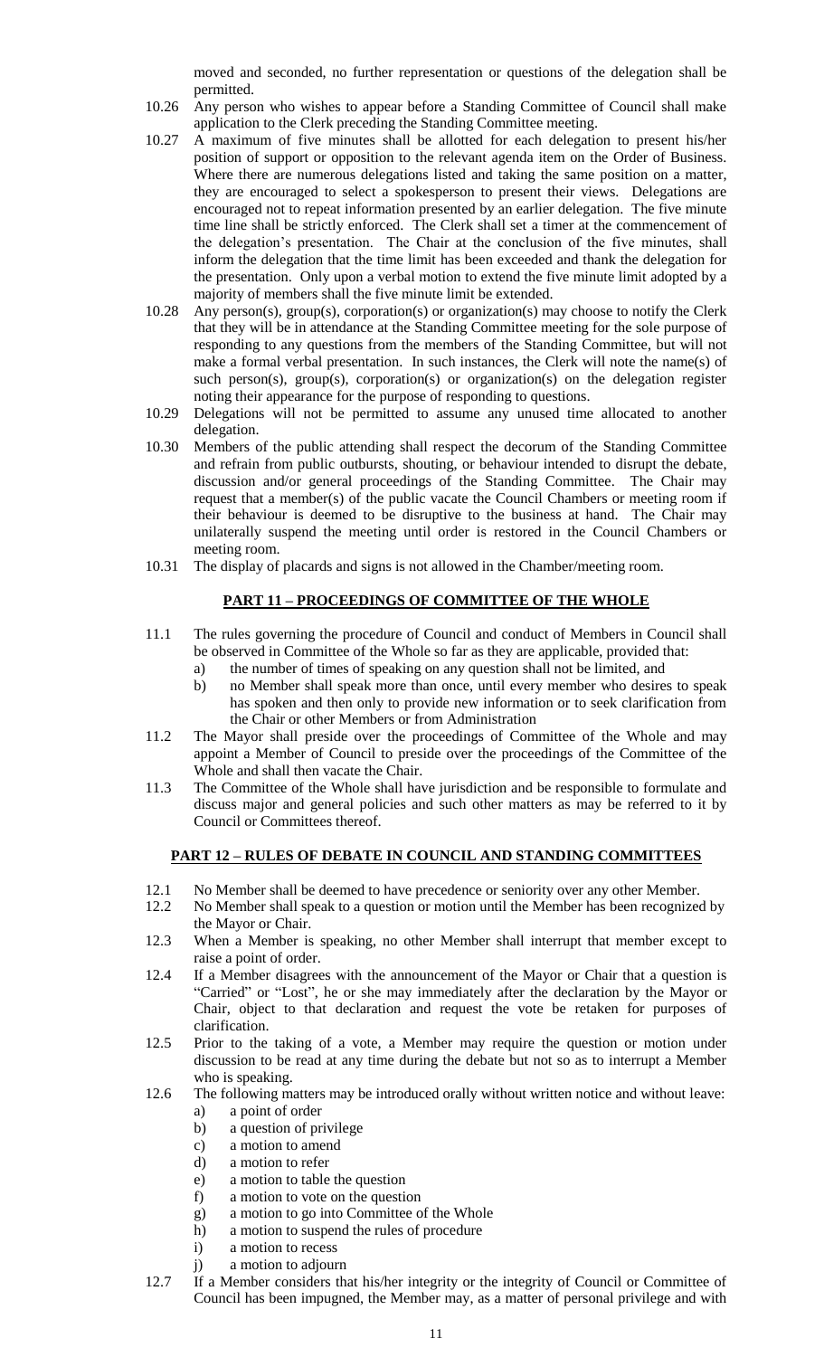moved and seconded, no further representation or questions of the delegation shall be permitted.

10.26 Any person who wishes to appear before a Standing Committee of Council shall make application to the Clerk preceding the Standing Committee meeting.

10.27 A maximum of five minutes shall be allotted for each delegation to present his/her position of support or opposition to the relevant agenda item on the Order of Business. Where there are numerous delegations listed and taking the same position on a matter, they are encouraged to select a spokesperson to present their views. Delegations are encouraged not to repeat information presented by an earlier delegation. The five minute time line shall be strictly enforced. The Clerk shall set a timer at the commencement of the delegation's presentation. The Chair at the conclusion of the five minutes, shall inform the delegation that the time limit has been exceeded and thank the delegation for the presentation. Only upon a verbal motion to extend the five minute limit adopted by a majority of members shall the five minute limit be extended.

10.28 Any person(s), group(s), corporation(s) or organization(s) may choose to notify the Clerk that they will be in attendance at the Standing Committee meeting for the sole purpose of responding to any questions from the members of the Standing Committee, but will not make a formal verbal presentation. In such instances, the Clerk will note the name(s) of such person(s), group(s), corporation(s) or organization(s) on the delegation register noting their appearance for the purpose of responding to questions.

10.29 Delegations will not be permitted to assume any unused time allocated to another delegation.

10.30 Members of the public attending shall respect the decorum of the Standing Committee and refrain from public outbursts, shouting, or behaviour intended to disrupt the debate, discussion and/or general proceedings of the Standing Committee. The Chair may request that a member(s) of the public vacate the Council Chambers or meeting room if their behaviour is deemed to be disruptive to the business at hand. The Chair may unilaterally suspend the meeting until order is restored in the Council Chambers or meeting room.

10.31 The display of placards and signs is not allowed in the Chamber/meeting room.

## PART 11 – PROCEEDINGS OF COMMITTEE OF THE WHOLE

11.1 The rules governing the procedure of Council and conduct of Members in Council shall be observed in Committee of the Whole so far as they are applicable, provided that:

a) the number of times of speaking on any question shall not be limited, and
b) no Member shall speak more than once, until every member who desires to speak has spoken and then only to provide new information or to seek clarification from the Chair or other Members or from Administration

11.2 The Mayor shall preside over the proceedings of Committee of the Whole and may appoint a Member of Council to preside over the proceedings of the Committee of the Whole and shall then vacate the Chair.

11.3 The Committee of the Whole shall have jurisdiction and be responsible to formulate and discuss major and general policies and such other matters as may be referred to it by Council or Committees thereof.

## PART 12 – RULES OF DEBATE IN COUNCIL AND STANDING COMMITTEES

12.1 No Member shall be deemed to have precedence or seniority over any other Member.

12.2 No Member shall speak to a question or motion until the Member has been recognized by the Mayor or Chair.

12.3 When a Member is speaking, no other Member shall interrupt that member except to raise a point of order.

12.4 If a Member disagrees with the announcement of the Mayor or Chair that a question is "Carried" or "Lost", he or she may immediately after the declaration by the Mayor or Chair, object to that declaration and request the vote be retaken for purposes of clarification.

12.5 Prior to the taking of a vote, a Member may require the question or motion under discussion to be read at any time during the debate but not so as to interrupt a Member who is speaking.

12.6 The following matters may be introduced orally without written notice and without leave:

a) a point of order
b) a question of privilege
c) a motion to amend
d) a motion to refer
e) a motion to table the question
f) a motion to vote on the question
g) a motion to go into Committee of the Whole
h) a motion to suspend the rules of procedure
i) a motion to recess
j) a motion to adjourn

12.7 If a Member considers that his/her integrity or the integrity of Council or Committee of Council has been impugned, the Member may, as a matter of personal privilege and with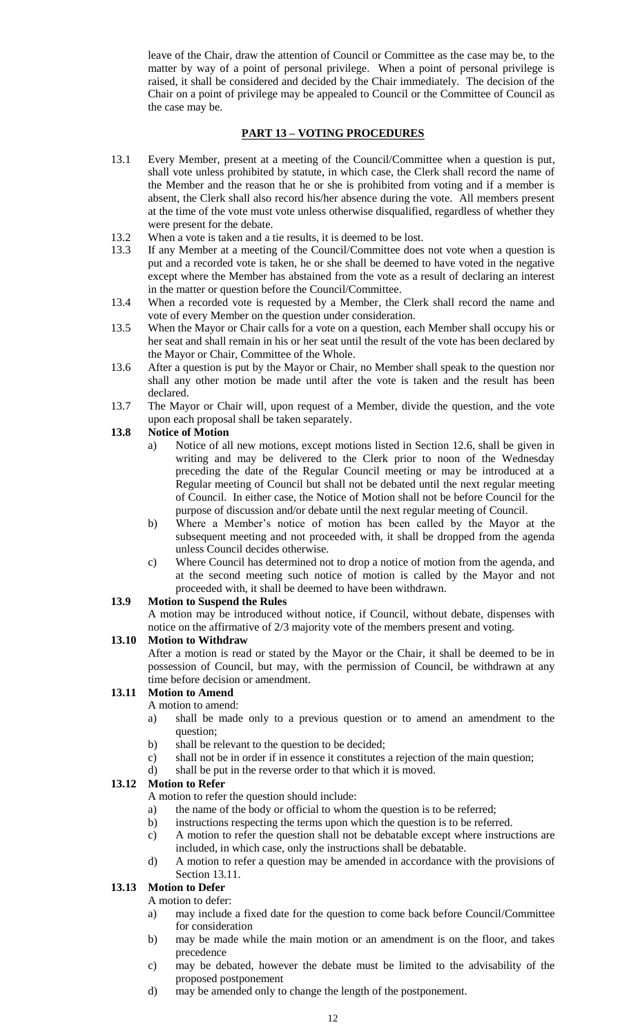leave of the Chair, draw the attention of Council or Committee as the case may be, to the matter by way of a point of personal privilege. When a point of personal privilege is raised, it shall be considered and decided by the Chair immediately. The decision of the Chair on a point of privilege may be appealed to Council or the Committee of Council as the case may be.

## PART 13 – VOTING PROCEDURES

13.1 Every Member, present at a meeting of the Council/Committee when a question is put, shall vote unless prohibited by statute, in which case, the Clerk shall record the name of the Member and the reason that he or she is prohibited from voting and if a member is absent, the Clerk shall also record his/her absence during the vote. All members present at the time of the vote must vote unless otherwise disqualified, regardless of whether they were present for the debate.

13.2 When a vote is taken and a tie results, it is deemed to be lost.

13.3 If any Member at a meeting of the Council/Committee does not vote when a question is put and a recorded vote is taken, he or she shall be deemed to have voted in the negative except where the Member has abstained from the vote as a result of declaring an interest in the matter or question before the Council/Committee.

13.4 When a recorded vote is requested by a Member, the Clerk shall record the name and vote of every Member on the question under consideration.

13.5 When the Mayor or Chair calls for a vote on a question, each Member shall occupy his or her seat and shall remain in his or her seat until the result of the vote has been declared by the Mayor or Chair, Committee of the Whole.

13.6 After a question is put by the Mayor or Chair, no Member shall speak to the question nor shall any other motion be made until after the vote is taken and the result has been declared.

13.7 The Mayor or Chair will, upon request of a Member, divide the question, and the vote upon each proposal shall be taken separately.

**13.8 Notice of Motion**

a) Notice of all new motions, except motions listed in Section 12.6, shall be given in writing and may be delivered to the Clerk prior to noon of the Wednesday preceding the date of the Regular Council meeting or may be introduced at a Regular meeting of Council but shall not be debated until the next regular meeting of Council. In either case, the Notice of Motion shall not be before Council for the purpose of discussion and/or debate until the next regular meeting of Council.

b) Where a Member's notice of motion has been called by the Mayor at the subsequent meeting and not proceeded with, it shall be dropped from the agenda unless Council decides otherwise.

c) Where Council has determined not to drop a notice of motion from the agenda, and at the second meeting such notice of motion is called by the Mayor and not proceeded with, it shall be deemed to have been withdrawn.

**13.9 Motion to Suspend the Rules**

A motion may be introduced without notice, if Council, without debate, dispenses with notice on the affirmative of 2/3 majority vote of the members present and voting.

**13.10 Motion to Withdraw**

After a motion is read or stated by the Mayor or the Chair, it shall be deemed to be in possession of Council, but may, with the permission of Council, be withdrawn at any time before decision or amendment.

**13.11 Motion to Amend**

A motion to amend:

a) shall be made only to a previous question or to amend an amendment to the question;

b) shall be relevant to the question to be decided;

c) shall not be in order if in essence it constitutes a rejection of the main question;

d) shall be put in the reverse order to that which it is moved.

**13.12 Motion to Refer**

A motion to refer the question should include:

a) the name of the body or official to whom the question is to be referred;

b) instructions respecting the terms upon which the question is to be referred.

c) A motion to refer the question shall not be debatable except where instructions are included, in which case, only the instructions shall be debatable.

d) A motion to refer a question may be amended in accordance with the provisions of Section 13.11.

**13.13 Motion to Defer**

A motion to defer:

a) may include a fixed date for the question to come back before Council/Committee for consideration

b) may be made while the main motion or an amendment is on the floor, and takes precedence

c) may be debated, however the debate must be limited to the advisability of the proposed postponement

d) may be amended only to change the length of the postponement.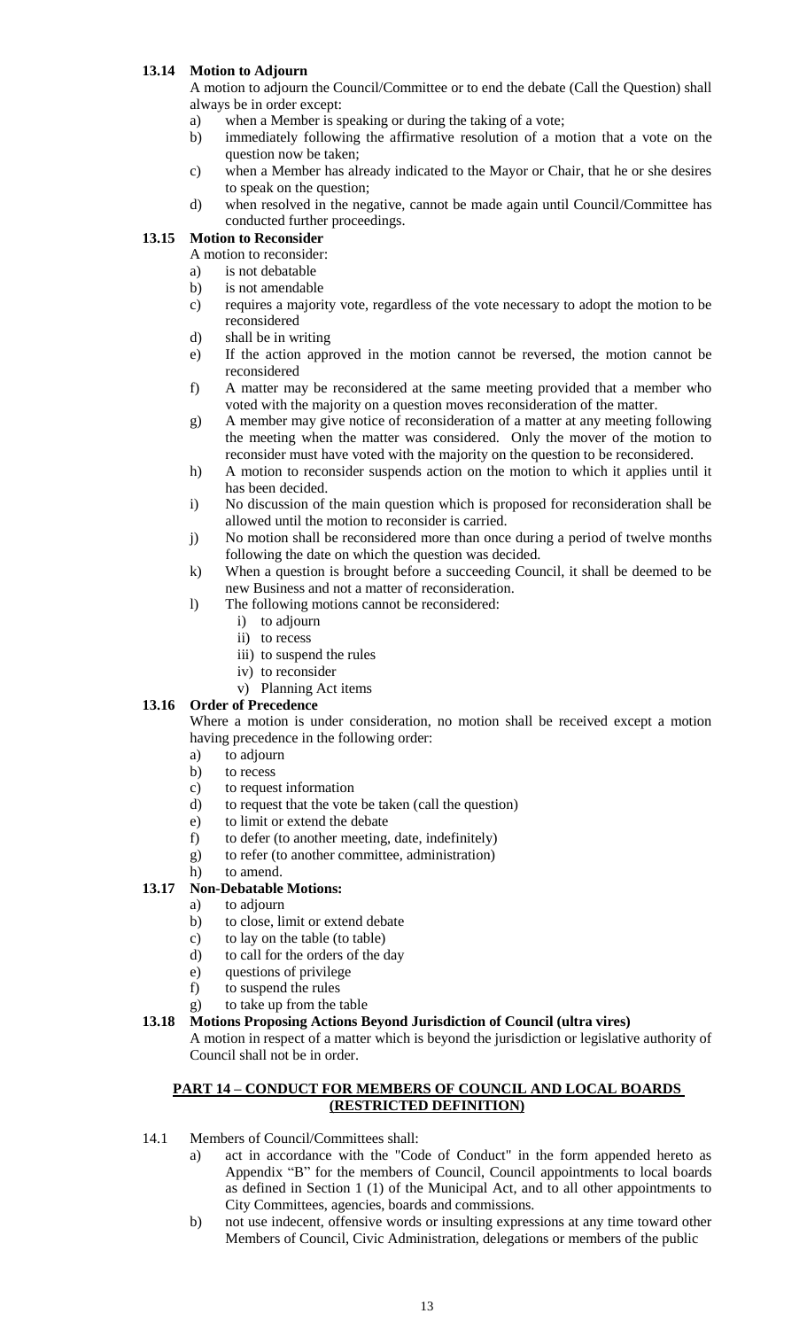### 13.14 Motion to Adjourn

A motion to adjourn the Council/Committee or to end the debate (Call the Question) shall always be in order except:

a) when a Member is speaking or during the taking of a vote;
b) immediately following the affirmative resolution of a motion that a vote on the question now be taken;
c) when a Member has already indicated to the Mayor or Chair, that he or she desires to speak on the question;
d) when resolved in the negative, cannot be made again until Council/Committee has conducted further proceedings.

### 13.15 Motion to Reconsider

A motion to reconsider:

a) is not debatable
b) is not amendable
c) requires a majority vote, regardless of the vote necessary to adopt the motion to be reconsidered
d) shall be in writing
e) If the action approved in the motion cannot be reversed, the motion cannot be reconsidered
f) A matter may be reconsidered at the same meeting provided that a member who voted with the majority on a question moves reconsideration of the matter.
g) A member may give notice of reconsideration of a matter at any meeting following the meeting when the matter was considered. Only the mover of the motion to reconsider must have voted with the majority on the question to be reconsidered.
h) A motion to reconsider suspends action on the motion to which it applies until it has been decided.
i) No discussion of the main question which is proposed for reconsideration shall be allowed until the motion to reconsider is carried.
j) No motion shall be reconsidered more than once during a period of twelve months following the date on which the question was decided.
k) When a question is brought before a succeeding Council, it shall be deemed to be new Business and not a matter of reconsideration.
l) The following motions cannot be reconsidered:
   i) to adjourn
   ii) to recess
   iii) to suspend the rules
   iv) to reconsider
   v) Planning Act items

### 13.16 Order of Precedence

Where a motion is under consideration, no motion shall be received except a motion having precedence in the following order:

a) to adjourn
b) to recess
c) to request information
d) to request that the vote be taken (call the question)
e) to limit or extend the debate
f) to defer (to another meeting, date, indefinitely)
g) to refer (to another committee, administration)
h) to amend.

### 13.17 Non-Debatable Motions:

a) to adjourn
b) to close, limit or extend debate
c) to lay on the table (to table)
d) to call for the orders of the day
e) questions of privilege
f) to suspend the rules
g) to take up from the table

### 13.18 Motions Proposing Actions Beyond Jurisdiction of Council (ultra vires)

A motion in respect of a matter which is beyond the jurisdiction or legislative authority of Council shall not be in order.

## PART 14 – CONDUCT FOR MEMBERS OF COUNCIL AND LOCAL BOARDS (RESTRICTED DEFINITION)

14.1 Members of Council/Committees shall:

a) act in accordance with the "Code of Conduct" in the form appended hereto as Appendix "B" for the members of Council, Council appointments to local boards as defined in Section 1 (1) of the Municipal Act, and to all other appointments to City Committees, agencies, boards and commissions.
b) not use indecent, offensive words or insulting expressions at any time toward other Members of Council, Civic Administration, delegations or members of the public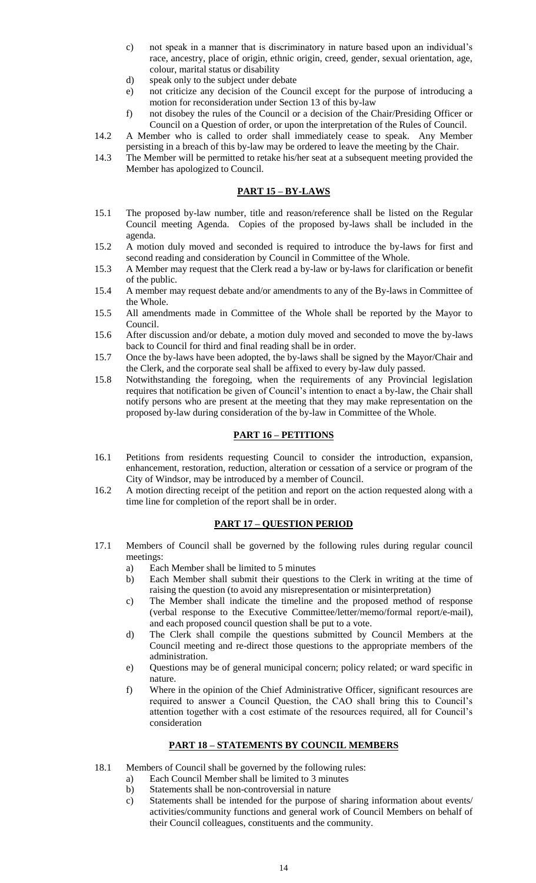c) not speak in a manner that is discriminatory in nature based upon an individual's race, ancestry, place of origin, ethnic origin, creed, gender, sexual orientation, age, colour, marital status or disability
d) speak only to the subject under debate
e) not criticize any decision of the Council except for the purpose of introducing a motion for reconsideration under Section 13 of this by-law
f) not disobey the rules of the Council or a decision of the Chair/Presiding Officer or Council on a Question of order, or upon the interpretation of the Rules of Council.

14.2 A Member who is called to order shall immediately cease to speak. Any Member persisting in a breach of this by-law may be ordered to leave the meeting by the Chair.

14.3 The Member will be permitted to retake his/her seat at a subsequent meeting provided the Member has apologized to Council.

## PART 15 – BY-LAWS

15.1 The proposed by-law number, title and reason/reference shall be listed on the Regular Council meeting Agenda. Copies of the proposed by-laws shall be included in the agenda.

15.2 A motion duly moved and seconded is required to introduce the by-laws for first and second reading and consideration by Council in Committee of the Whole.

15.3 A Member may request that the Clerk read a by-law or by-laws for clarification or benefit of the public.

15.4 A member may request debate and/or amendments to any of the By-laws in Committee of the Whole.

15.5 All amendments made in Committee of the Whole shall be reported by the Mayor to Council.

15.6 After discussion and/or debate, a motion duly moved and seconded to move the by-laws back to Council for third and final reading shall be in order.

15.7 Once the by-laws have been adopted, the by-laws shall be signed by the Mayor/Chair and the Clerk, and the corporate seal shall be affixed to every by-law duly passed.

15.8 Notwithstanding the foregoing, when the requirements of any Provincial legislation requires that notification be given of Council's intention to enact a by-law, the Chair shall notify persons who are present at the meeting that they may make representation on the proposed by-law during consideration of the by-law in Committee of the Whole.

## PART 16 – PETITIONS

16.1 Petitions from residents requesting Council to consider the introduction, expansion, enhancement, restoration, reduction, alteration or cessation of a service or program of the City of Windsor, may be introduced by a member of Council.

16.2 A motion directing receipt of the petition and report on the action requested along with a time line for completion of the report shall be in order.

## PART 17 – QUESTION PERIOD

17.1 Members of Council shall be governed by the following rules during regular council meetings:

a) Each Member shall be limited to 5 minutes
b) Each Member shall submit their questions to the Clerk in writing at the time of raising the question (to avoid any misrepresentation or misinterpretation)
c) The Member shall indicate the timeline and the proposed method of response (verbal response to the Executive Committee/letter/memo/formal report/e-mail), and each proposed council question shall be put to a vote.
d) The Clerk shall compile the questions submitted by Council Members at the Council meeting and re-direct those questions to the appropriate members of the administration.
e) Questions may be of general municipal concern; policy related; or ward specific in nature.
f) Where in the opinion of the Chief Administrative Officer, significant resources are required to answer a Council Question, the CAO shall bring this to Council's attention together with a cost estimate of the resources required, all for Council's consideration

## PART 18 – STATEMENTS BY COUNCIL MEMBERS

18.1 Members of Council shall be governed by the following rules:

a) Each Council Member shall be limited to 3 minutes
b) Statements shall be non-controversial in nature
c) Statements shall be intended for the purpose of sharing information about events/ activities/community functions and general work of Council Members on behalf of their Council colleagues, constituents and the community.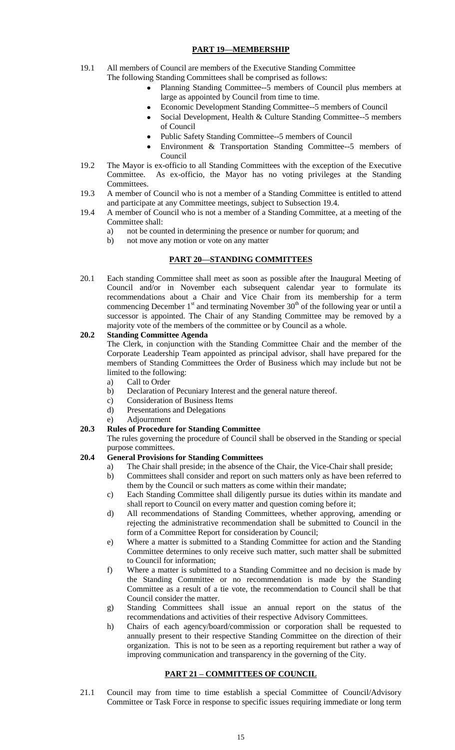## PART 19—MEMBERSHIP

19.1 All members of Council are members of the Executive Standing Committee

The following Standing Committees shall be comprised as follows:

- Planning Standing Committee--5 members of Council plus members at large as appointed by Council from time to time.
- Economic Development Standing Committee--5 members of Council
- Social Development, Health & Culture Standing Committee--5 members of Council
- Public Safety Standing Committee--5 members of Council
- Environment & Transportation Standing Committee--5 members of Council

19.2 The Mayor is ex-officio to all Standing Committees with the exception of the Executive Committee. As ex-officio, the Mayor has no voting privileges at the Standing Committees.

19.3 A member of Council who is not a member of a Standing Committee is entitled to attend and participate at any Committee meetings, subject to Subsection 19.4.

19.4 A member of Council who is not a member of a Standing Committee, at a meeting of the Committee shall:

a) not be counted in determining the presence or number for quorum; and
b) not move any motion or vote on any matter

## PART 20—STANDING COMMITTEES

20.1 Each standing Committee shall meet as soon as possible after the Inaugural Meeting of Council and/or in November each subsequent calendar year to formulate its recommendations about a Chair and Vice Chair from its membership for a term commencing December 1st and terminating November 30th of the following year or until a successor is appointed. The Chair of any Standing Committee may be removed by a majority vote of the members of the committee or by Council as a whole.

### 20.2 Standing Committee Agenda

The Clerk, in conjunction with the Standing Committee Chair and the member of the Corporate Leadership Team appointed as principal advisor, shall have prepared for the members of Standing Committees the Order of Business which may include but not be limited to the following:

a) Call to Order
b) Declaration of Pecuniary Interest and the general nature thereof.
c) Consideration of Business Items
d) Presentations and Delegations
e) Adjournment

### 20.3 Rules of Procedure for Standing Committee

The rules governing the procedure of Council shall be observed in the Standing or special purpose committees.

### 20.4 General Provisions for Standing Committees

a) The Chair shall preside; in the absence of the Chair, the Vice-Chair shall preside;
b) Committees shall consider and report on such matters only as have been referred to them by the Council or such matters as come within their mandate;
c) Each Standing Committee shall diligently pursue its duties within its mandate and shall report to Council on every matter and question coming before it;
d) All recommendations of Standing Committees, whether approving, amending or rejecting the administrative recommendation shall be submitted to Council in the form of a Committee Report for consideration by Council;
e) Where a matter is submitted to a Standing Committee for action and the Standing Committee determines to only receive such matter, such matter shall be submitted to Council for information;
f) Where a matter is submitted to a Standing Committee and no decision is made by the Standing Committee or no recommendation is made by the Standing Committee as a result of a tie vote, the recommendation to Council shall be that Council consider the matter.
g) Standing Committees shall issue an annual report on the status of the recommendations and activities of their respective Advisory Committees.
h) Chairs of each agency/board/commission or corporation shall be requested to annually present to their respective Standing Committee on the direction of their organization. This is not to be seen as a reporting requirement but rather a way of improving communication and transparency in the governing of the City.

## PART 21 – COMMITTEES OF COUNCIL

21.1 Council may from time to time establish a special Committee of Council/Advisory Committee or Task Force in response to specific issues requiring immediate or long term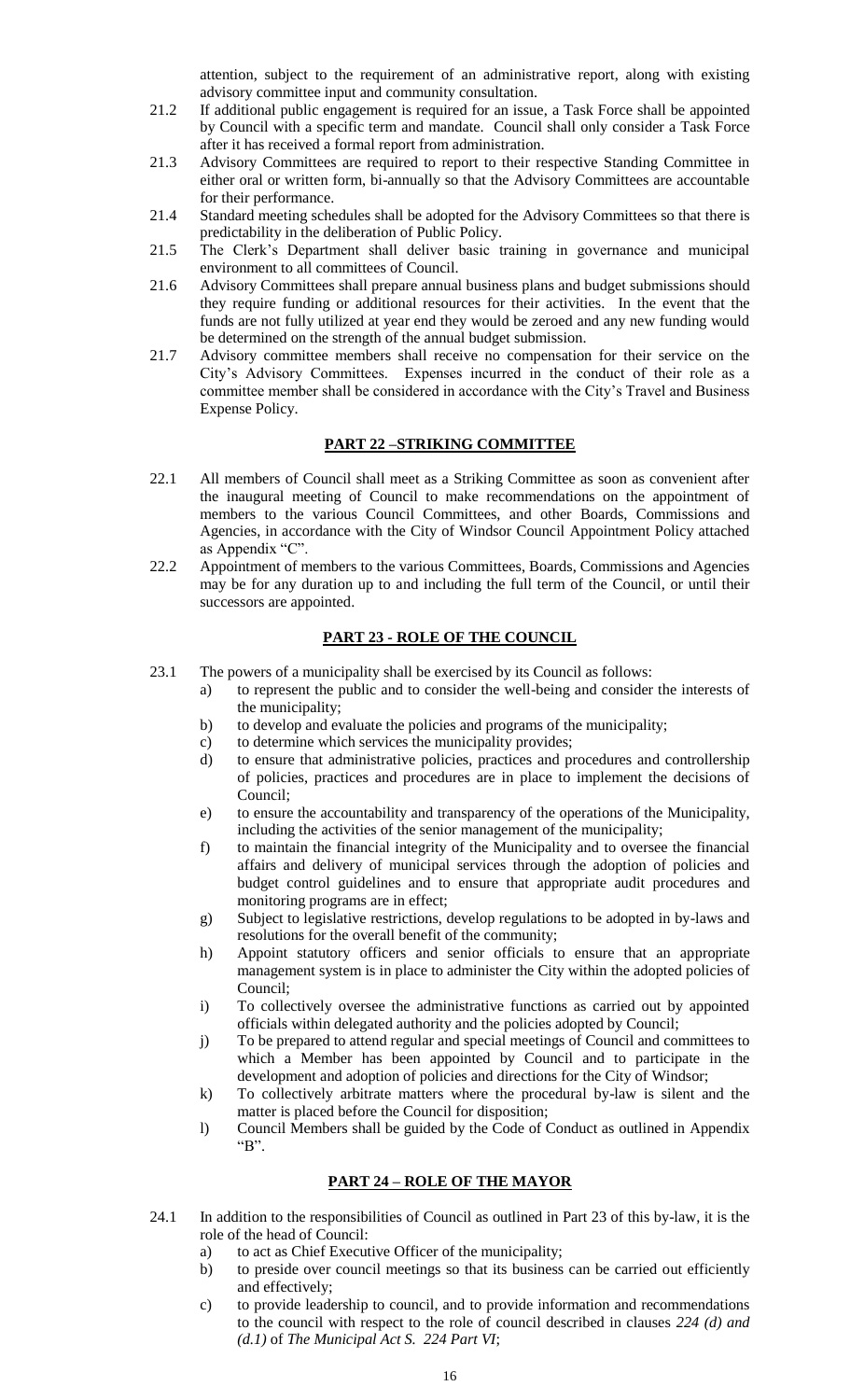attention, subject to the requirement of an administrative report, along with existing advisory committee input and community consultation.

21.2 If additional public engagement is required for an issue, a Task Force shall be appointed by Council with a specific term and mandate. Council shall only consider a Task Force after it has received a formal report from administration.

21.3 Advisory Committees are required to report to their respective Standing Committee in either oral or written form, bi-annually so that the Advisory Committees are accountable for their performance.

21.4 Standard meeting schedules shall be adopted for the Advisory Committees so that there is predictability in the deliberation of Public Policy.

21.5 The Clerk's Department shall deliver basic training in governance and municipal environment to all committees of Council.

21.6 Advisory Committees shall prepare annual business plans and budget submissions should they require funding or additional resources for their activities. In the event that the funds are not fully utilized at year end they would be zeroed and any new funding would be determined on the strength of the annual budget submission.

21.7 Advisory committee members shall receive no compensation for their service on the City's Advisory Committees. Expenses incurred in the conduct of their role as a committee member shall be considered in accordance with the City's Travel and Business Expense Policy.

## PART 22 –STRIKING COMMITTEE

22.1 All members of Council shall meet as a Striking Committee as soon as convenient after the inaugural meeting of Council to make recommendations on the appointment of members to the various Council Committees, and other Boards, Commissions and Agencies, in accordance with the City of Windsor Council Appointment Policy attached as Appendix "C".

22.2 Appointment of members to the various Committees, Boards, Commissions and Agencies may be for any duration up to and including the full term of the Council, or until their successors are appointed.

## PART 23 - ROLE OF THE COUNCIL

23.1 The powers of a municipality shall be exercised by its Council as follows:

a) to represent the public and to consider the well-being and consider the interests of the municipality;
b) to develop and evaluate the policies and programs of the municipality;
c) to determine which services the municipality provides;
d) to ensure that administrative policies, practices and procedures and controllership of policies, practices and procedures are in place to implement the decisions of Council;
e) to ensure the accountability and transparency of the operations of the Municipality, including the activities of the senior management of the municipality;
f) to maintain the financial integrity of the Municipality and to oversee the financial affairs and delivery of municipal services through the adoption of policies and budget control guidelines and to ensure that appropriate audit procedures and monitoring programs are in effect;
g) Subject to legislative restrictions, develop regulations to be adopted in by-laws and resolutions for the overall benefit of the community;
h) Appoint statutory officers and senior officials to ensure that an appropriate management system is in place to administer the City within the adopted policies of Council;
i) To collectively oversee the administrative functions as carried out by appointed officials within delegated authority and the policies adopted by Council;
j) To be prepared to attend regular and special meetings of Council and committees to which a Member has been appointed by Council and to participate in the development and adoption of policies and directions for the City of Windsor;
k) To collectively arbitrate matters where the procedural by-law is silent and the matter is placed before the Council for disposition;
l) Council Members shall be guided by the Code of Conduct as outlined in Appendix "B".

## PART 24 – ROLE OF THE MAYOR

24.1 In addition to the responsibilities of Council as outlined in Part 23 of this by-law, it is the role of the head of Council:

a) to act as Chief Executive Officer of the municipality;
b) to preside over council meetings so that its business can be carried out efficiently and effectively;
c) to provide leadership to council, and to provide information and recommendations to the council with respect to the role of council described in clauses *224 (d) and (d.1)* of *The Municipal Act S. 224 Part VI*;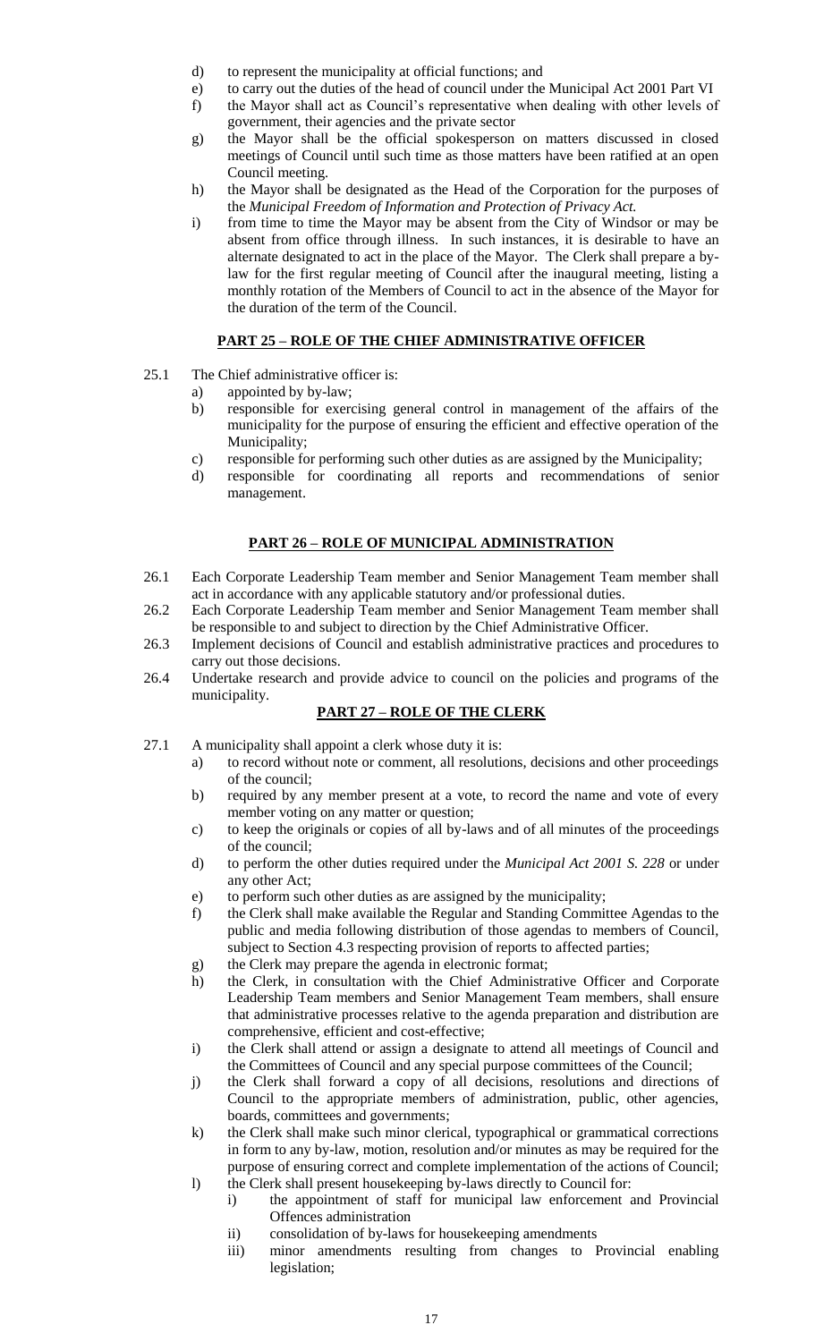d) to represent the municipality at official functions; and
e) to carry out the duties of the head of council under the Municipal Act 2001 Part VI
f) the Mayor shall act as Council's representative when dealing with other levels of government, their agencies and the private sector
g) the Mayor shall be the official spokesperson on matters discussed in closed meetings of Council until such time as those matters have been ratified at an open Council meeting.
h) the Mayor shall be designated as the Head of the Corporation for the purposes of the *Municipal Freedom of Information and Protection of Privacy Act.*
i) from time to time the Mayor may be absent from the City of Windsor or may be absent from office through illness. In such instances, it is desirable to have an alternate designated to act in the place of the Mayor. The Clerk shall prepare a by-law for the first regular meeting of Council after the inaugural meeting, listing a monthly rotation of the Members of Council to act in the absence of the Mayor for the duration of the term of the Council.

## PART 25 – ROLE OF THE CHIEF ADMINISTRATIVE OFFICER

25.1 The Chief administrative officer is:

a) appointed by by-law;
b) responsible for exercising general control in management of the affairs of the municipality for the purpose of ensuring the efficient and effective operation of the Municipality;
c) responsible for performing such other duties as are assigned by the Municipality;
d) responsible for coordinating all reports and recommendations of senior management.

## PART 26 – ROLE OF MUNICIPAL ADMINISTRATION

26.1 Each Corporate Leadership Team member and Senior Management Team member shall act in accordance with any applicable statutory and/or professional duties.

26.2 Each Corporate Leadership Team member and Senior Management Team member shall be responsible to and subject to direction by the Chief Administrative Officer.

26.3 Implement decisions of Council and establish administrative practices and procedures to carry out those decisions.

26.4 Undertake research and provide advice to council on the policies and programs of the municipality.

## PART 27 – ROLE OF THE CLERK

27.1 A municipality shall appoint a clerk whose duty it is:

a) to record without note or comment, all resolutions, decisions and other proceedings of the council;
b) required by any member present at a vote, to record the name and vote of every member voting on any matter or question;
c) to keep the originals or copies of all by-laws and of all minutes of the proceedings of the council;
d) to perform the other duties required under the *Municipal Act 2001 S. 228* or under any other Act;
e) to perform such other duties as are assigned by the municipality;
f) the Clerk shall make available the Regular and Standing Committee Agendas to the public and media following distribution of those agendas to members of Council, subject to Section 4.3 respecting provision of reports to affected parties;
g) the Clerk may prepare the agenda in electronic format;
h) the Clerk, in consultation with the Chief Administrative Officer and Corporate Leadership Team members and Senior Management Team members, shall ensure that administrative processes relative to the agenda preparation and distribution are comprehensive, efficient and cost-effective;
i) the Clerk shall attend or assign a designate to attend all meetings of Council and the Committees of Council and any special purpose committees of the Council;
j) the Clerk shall forward a copy of all decisions, resolutions and directions of Council to the appropriate members of administration, public, other agencies, boards, committees and governments;
k) the Clerk shall make such minor clerical, typographical or grammatical corrections in form to any by-law, motion, resolution and/or minutes as may be required for the purpose of ensuring correct and complete implementation of the actions of Council;
l) the Clerk shall present housekeeping by-laws directly to Council for:
    i) the appointment of staff for municipal law enforcement and Provincial Offences administration
    ii) consolidation of by-laws for housekeeping amendments
    iii) minor amendments resulting from changes to Provincial enabling legislation;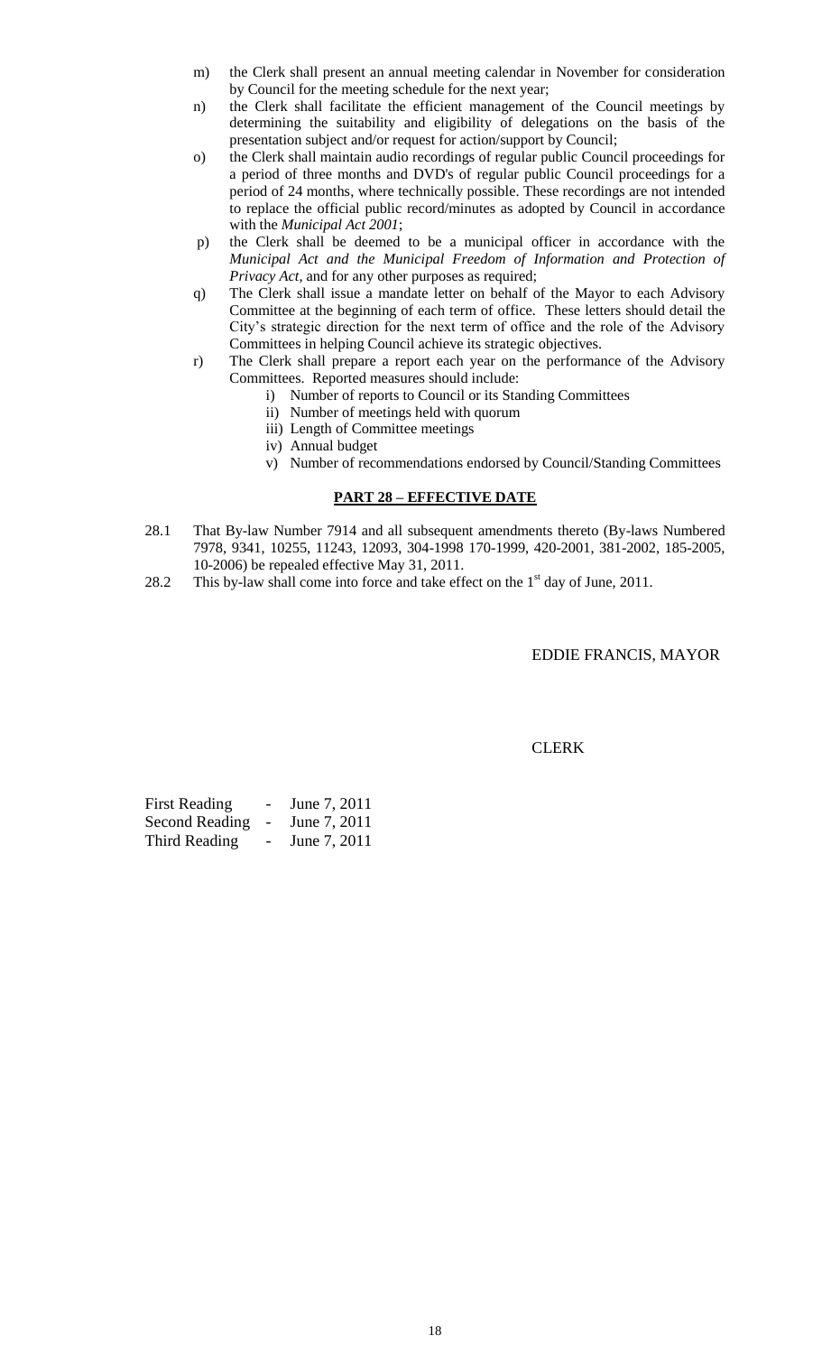m) the Clerk shall present an annual meeting calendar in November for consideration by Council for the meeting schedule for the next year;

n) the Clerk shall facilitate the efficient management of the Council meetings by determining the suitability and eligibility of delegations on the basis of the presentation subject and/or request for action/support by Council;

o) the Clerk shall maintain audio recordings of regular public Council proceedings for a period of three months and DVD's of regular public Council proceedings for a period of 24 months, where technically possible. These recordings are not intended to replace the official public record/minutes as adopted by Council in accordance with the *Municipal Act 2001*;

p) the Clerk shall be deemed to be a municipal officer in accordance with the *Municipal Act and the Municipal Freedom of Information and Protection of Privacy Act*, and for any other purposes as required;

q) The Clerk shall issue a mandate letter on behalf of the Mayor to each Advisory Committee at the beginning of each term of office. These letters should detail the City's strategic direction for the next term of office and the role of the Advisory Committees in helping Council achieve its strategic objectives.

r) The Clerk shall prepare a report each year on the performance of the Advisory Committees. Reported measures should include:
   i) Number of reports to Council or its Standing Committees
   ii) Number of meetings held with quorum
   iii) Length of Committee meetings
   iv) Annual budget
   v) Number of recommendations endorsed by Council/Standing Committees

## PART 28 – EFFECTIVE DATE

28.1 That By-law Number 7914 and all subsequent amendments thereto (By-laws Numbered 7978, 9341, 10255, 11243, 12093, 304-1998 170-1999, 420-2001, 381-2002, 185-2005, 10-2006) be repealed effective May 31, 2011.

28.2 This by-law shall come into force and take effect on the 1st day of June, 2011.

EDDIE FRANCIS, MAYOR

CLERK

| | | |
|---|---|---|
| First Reading | - | June 7, 2011 |
| Second Reading | - | June 7, 2011 |
| Third Reading | - | June 7, 2011 |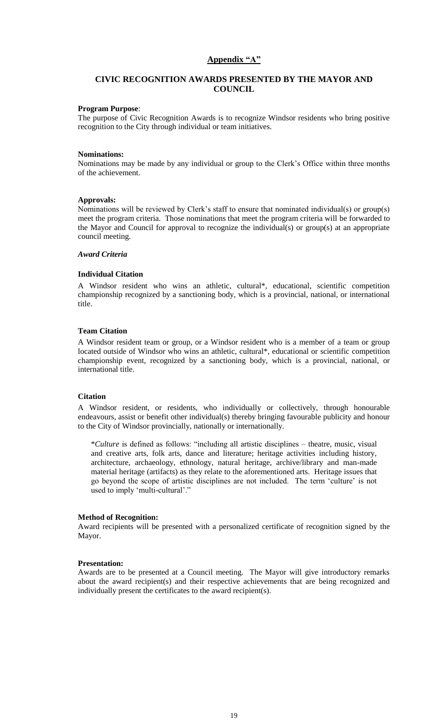## Appendix "A"

## CIVIC RECOGNITION AWARDS PRESENTED BY THE MAYOR AND COUNCIL

**Program Purpose**:
The purpose of Civic Recognition Awards is to recognize Windsor residents who bring positive recognition to the City through individual or team initiatives.

**Nominations:**
Nominations may be made by any individual or group to the Clerk's Office within three months of the achievement.

**Approvals:**
Nominations will be reviewed by Clerk's staff to ensure that nominated individual(s) or group(s) meet the program criteria. Those nominations that meet the program criteria will be forwarded to the Mayor and Council for approval to recognize the individual(s) or group(s) at an appropriate council meeting.

***Award Criteria***

**Individual Citation**

A Windsor resident who wins an athletic, cultural*, educational, scientific competition championship recognized by a sanctioning body, which is a provincial, national, or international title.

**Team Citation**

A Windsor resident team or group, or a Windsor resident who is a member of a team or group located outside of Windsor who wins an athletic, cultural*, educational or scientific competition championship event, recognized by a sanctioning body, which is a provincial, national, or international title.

**Citation**

A Windsor resident, or residents, who individually or collectively, through honourable endeavours, assist or benefit other individual(s) thereby bringing favourable publicity and honour to the City of Windsor provincially, nationally or internationally.

> \**Culture* is defined as follows: "including all artistic disciplines – theatre, music, visual and creative arts, folk arts, dance and literature; heritage activities including history, architecture, archaeology, ethnology, natural heritage, archive/library and man-made material heritage (artifacts) as they relate to the aforementioned arts. Heritage issues that go beyond the scope of artistic disciplines are not included. The term 'culture' is not used to imply 'multi-cultural'."

**Method of Recognition:**
Award recipients will be presented with a personalized certificate of recognition signed by the Mayor.

**Presentation:**
Awards are to be presented at a Council meeting. The Mayor will give introductory remarks about the award recipient(s) and their respective achievements that are being recognized and individually present the certificates to the award recipient(s).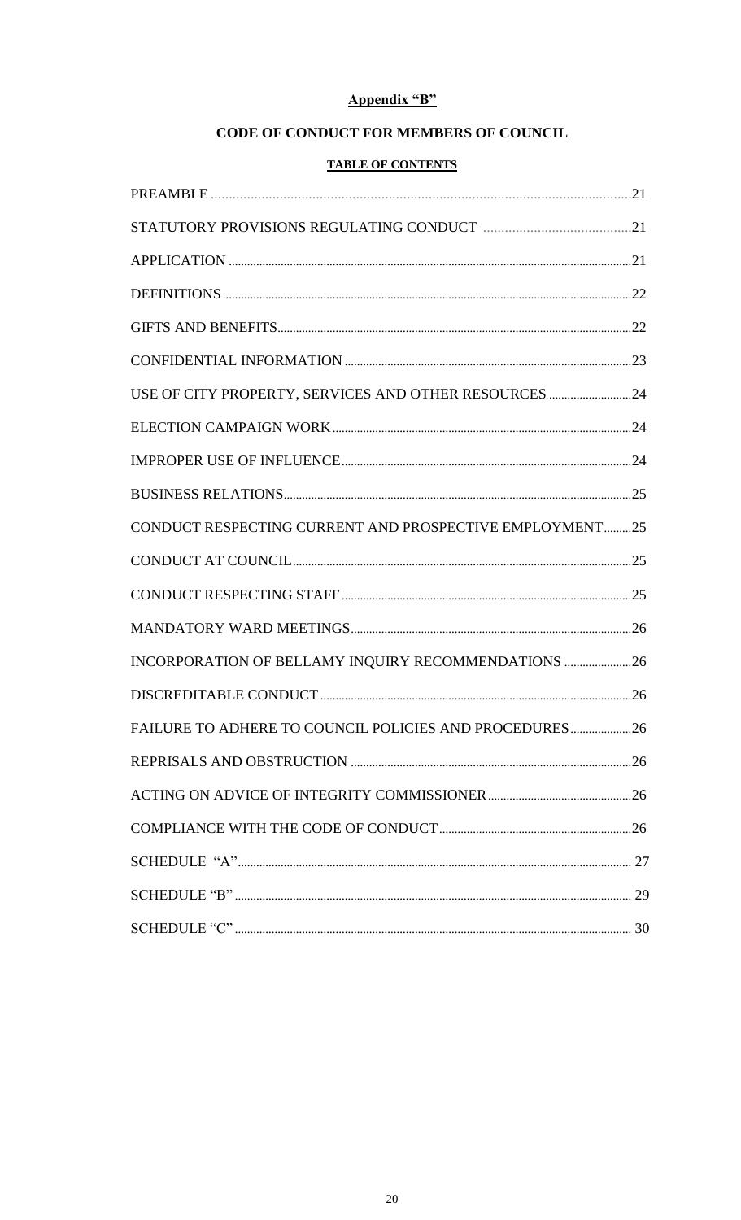# Appendix "B"

## CODE OF CONDUCT FOR MEMBERS OF COUNCIL

### TABLE OF CONTENTS

| | |
|---|---|
| PREAMBLE | 21 |
| STATUTORY PROVISIONS REGULATING CONDUCT | 21 |
| APPLICATION | 21 |
| DEFINITIONS | 22 |
| GIFTS AND BENEFITS | 22 |
| CONFIDENTIAL INFORMATION | 23 |
| USE OF CITY PROPERTY, SERVICES AND OTHER RESOURCES | 24 |
| ELECTION CAMPAIGN WORK | 24 |
| IMPROPER USE OF INFLUENCE | 24 |
| BUSINESS RELATIONS | 25 |
| CONDUCT RESPECTING CURRENT AND PROSPECTIVE EMPLOYMENT | 25 |
| CONDUCT AT COUNCIL | 25 |
| CONDUCT RESPECTING STAFF | 25 |
| MANDATORY WARD MEETINGS | 26 |
| INCORPORATION OF BELLAMY INQUIRY RECOMMENDATIONS | 26 |
| DISCREDITABLE CONDUCT | 26 |
| FAILURE TO ADHERE TO COUNCIL POLICIES AND PROCEDURES | 26 |
| REPRISALS AND OBSTRUCTION | 26 |
| ACTING ON ADVICE OF INTEGRITY COMMISSIONER | 26 |
| COMPLIANCE WITH THE CODE OF CONDUCT | 26 |
| SCHEDULE "A" | 27 |
| SCHEDULE "B" | 29 |
| SCHEDULE "C" | 30 |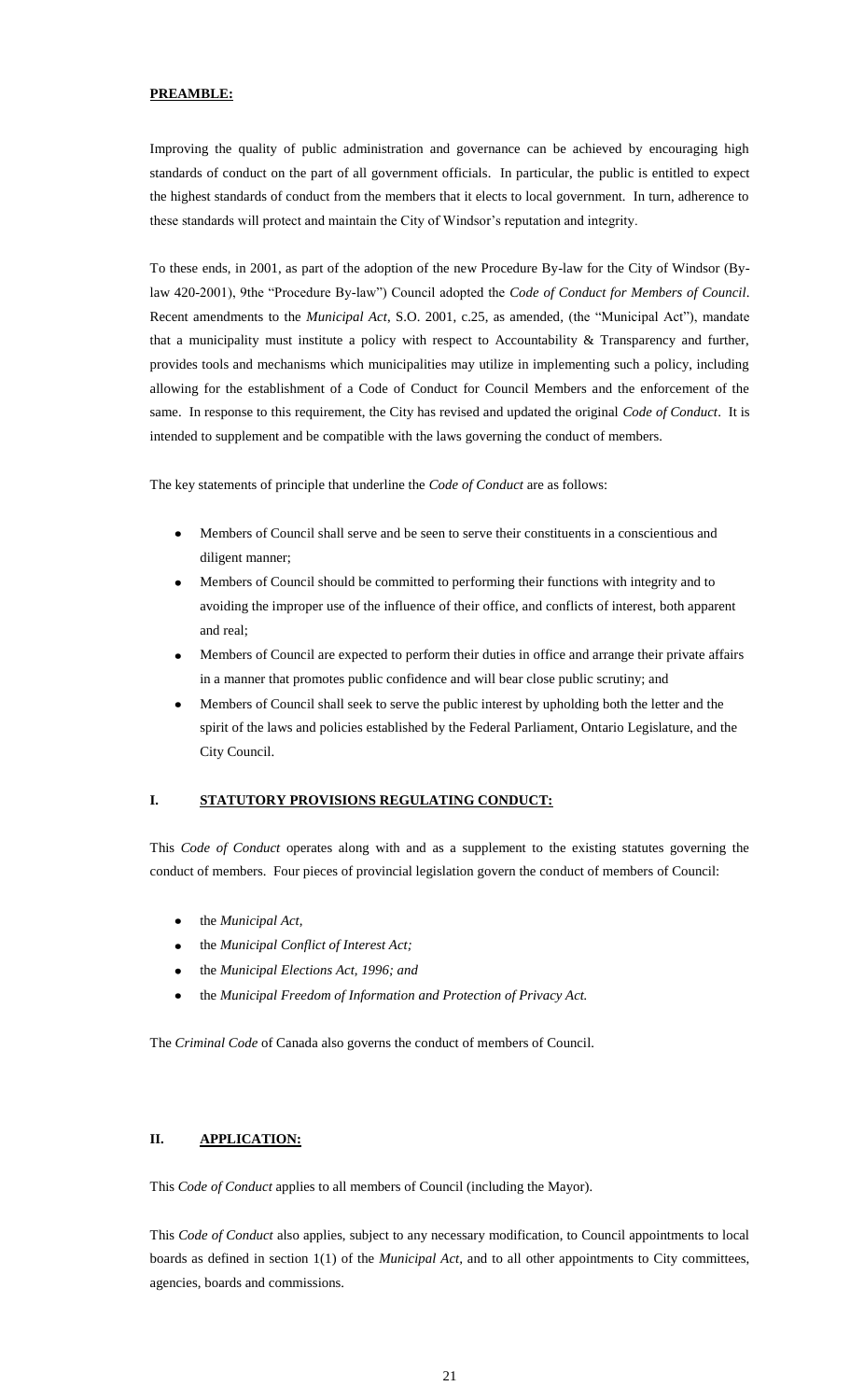**PREAMBLE:**

Improving the quality of public administration and governance can be achieved by encouraging high standards of conduct on the part of all government officials. In particular, the public is entitled to expect the highest standards of conduct from the members that it elects to local government. In turn, adherence to these standards will protect and maintain the City of Windsor's reputation and integrity.

To these ends, in 2001, as part of the adoption of the new Procedure By-law for the City of Windsor (By-law 420-2001), 9the "Procedure By-law") Council adopted the *Code of Conduct for Members of Council*. Recent amendments to the *Municipal Act*, S.O. 2001, c.25, as amended, (the "Municipal Act"), mandate that a municipality must institute a policy with respect to Accountability & Transparency and further, provides tools and mechanisms which municipalities may utilize in implementing such a policy, including allowing for the establishment of a Code of Conduct for Council Members and the enforcement of the same. In response to this requirement, the City has revised and updated the original *Code of Conduct*. It is intended to supplement and be compatible with the laws governing the conduct of members.

The key statements of principle that underline the *Code of Conduct* are as follows:

- Members of Council shall serve and be seen to serve their constituents in a conscientious and diligent manner;
- Members of Council should be committed to performing their functions with integrity and to avoiding the improper use of the influence of their office, and conflicts of interest, both apparent and real;
- Members of Council are expected to perform their duties in office and arrange their private affairs in a manner that promotes public confidence and will bear close public scrutiny; and
- Members of Council shall seek to serve the public interest by upholding both the letter and the spirit of the laws and policies established by the Federal Parliament, Ontario Legislature, and the City Council.

**I. STATUTORY PROVISIONS REGULATING CONDUCT:**

This *Code of Conduct* operates along with and as a supplement to the existing statutes governing the conduct of members. Four pieces of provincial legislation govern the conduct of members of Council:

- the *Municipal Act,*
- the *Municipal Conflict of Interest Act;*
- the *Municipal Elections Act, 1996; and*
- the *Municipal Freedom of Information and Protection of Privacy Act.*

The *Criminal Code* of Canada also governs the conduct of members of Council.

**II. APPLICATION:**

This *Code of Conduct* applies to all members of Council (including the Mayor).

This *Code of Conduct* also applies, subject to any necessary modification, to Council appointments to local boards as defined in section 1(1) of the *Municipal Act*, and to all other appointments to City committees, agencies, boards and commissions.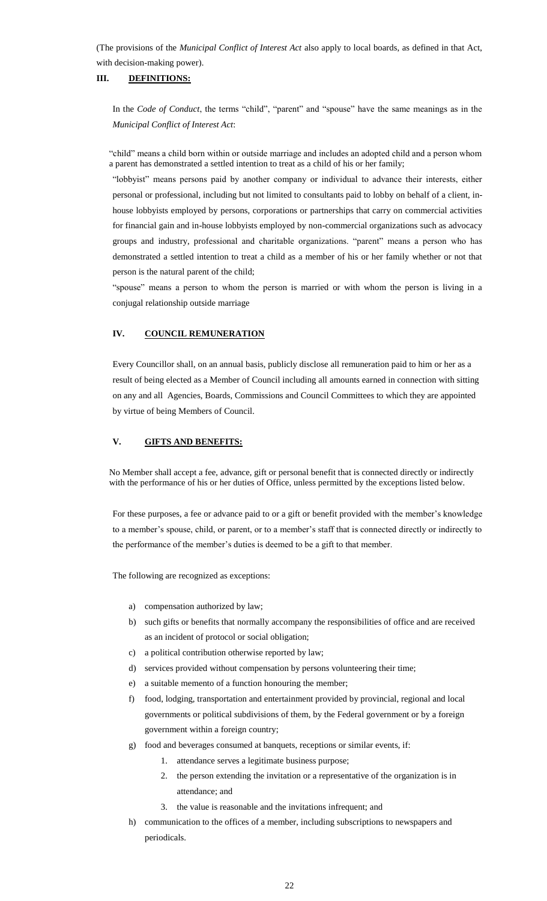(The provisions of the *Municipal Conflict of Interest Act* also apply to local boards, as defined in that Act, with decision-making power).

## III. DEFINITIONS:

In the *Code of Conduct*, the terms "child", "parent" and "spouse" have the same meanings as in the *Municipal Conflict of Interest Act*:

"child" means a child born within or outside marriage and includes an adopted child and a person whom a parent has demonstrated a settled intention to treat as a child of his or her family;

"lobbyist" means persons paid by another company or individual to advance their interests, either personal or professional, including but not limited to consultants paid to lobby on behalf of a client, in-house lobbyists employed by persons, corporations or partnerships that carry on commercial activities for financial gain and in-house lobbyists employed by non-commercial organizations such as advocacy groups and industry, professional and charitable organizations. "parent" means a person who has demonstrated a settled intention to treat a child as a member of his or her family whether or not that person is the natural parent of the child;

"spouse" means a person to whom the person is married or with whom the person is living in a conjugal relationship outside marriage

## IV. COUNCIL REMUNERATION

Every Councillor shall, on an annual basis, publicly disclose all remuneration paid to him or her as a result of being elected as a Member of Council including all amounts earned in connection with sitting on any and all Agencies, Boards, Commissions and Council Committees to which they are appointed by virtue of being Members of Council.

## V. GIFTS AND BENEFITS:

No Member shall accept a fee, advance, gift or personal benefit that is connected directly or indirectly with the performance of his or her duties of Office, unless permitted by the exceptions listed below.

For these purposes, a fee or advance paid to or a gift or benefit provided with the member's knowledge to a member's spouse, child, or parent, or to a member's staff that is connected directly or indirectly to the performance of the member's duties is deemed to be a gift to that member.

The following are recognized as exceptions:

a) compensation authorized by law;
b) such gifts or benefits that normally accompany the responsibilities of office and are received as an incident of protocol or social obligation;
c) a political contribution otherwise reported by law;
d) services provided without compensation by persons volunteering their time;
e) a suitable memento of a function honouring the member;
f) food, lodging, transportation and entertainment provided by provincial, regional and local governments or political subdivisions of them, by the Federal government or by a foreign government within a foreign country;
g) food and beverages consumed at banquets, receptions or similar events, if:
    1. attendance serves a legitimate business purpose;
    2. the person extending the invitation or a representative of the organization is in attendance; and
    3. the value is reasonable and the invitations infrequent; and
h) communication to the offices of a member, including subscriptions to newspapers and periodicals.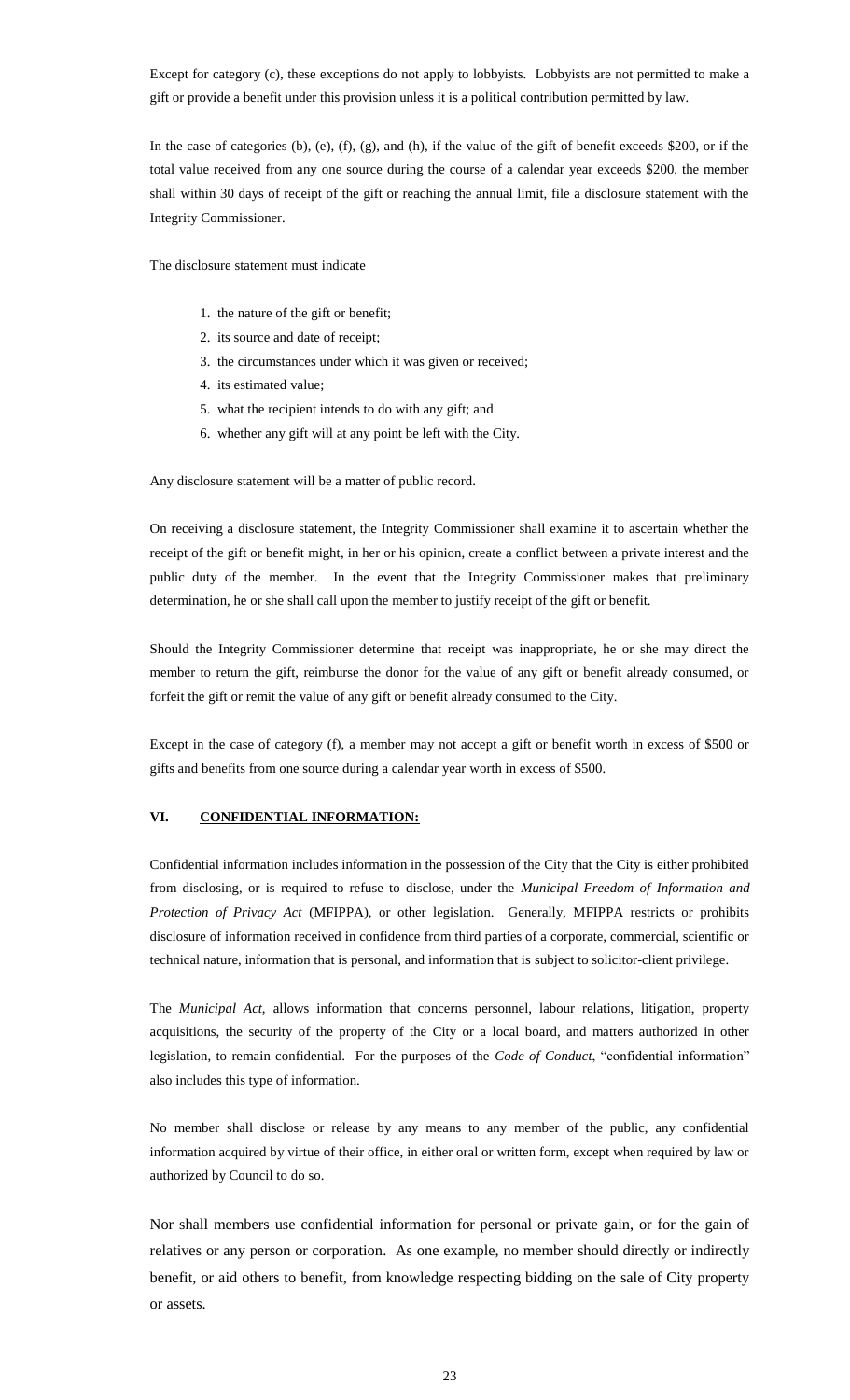Except for category (c), these exceptions do not apply to lobbyists. Lobbyists are not permitted to make a gift or provide a benefit under this provision unless it is a political contribution permitted by law.

In the case of categories (b), (e), (f), (g), and (h), if the value of the gift of benefit exceeds $200, or if the total value received from any one source during the course of a calendar year exceeds $200, the member shall within 30 days of receipt of the gift or reaching the annual limit, file a disclosure statement with the Integrity Commissioner.

The disclosure statement must indicate

1. the nature of the gift or benefit;
2. its source and date of receipt;
3. the circumstances under which it was given or received;
4. its estimated value;
5. what the recipient intends to do with any gift; and
6. whether any gift will at any point be left with the City.

Any disclosure statement will be a matter of public record.

On receiving a disclosure statement, the Integrity Commissioner shall examine it to ascertain whether the receipt of the gift or benefit might, in her or his opinion, create a conflict between a private interest and the public duty of the member. In the event that the Integrity Commissioner makes that preliminary determination, he or she shall call upon the member to justify receipt of the gift or benefit.

Should the Integrity Commissioner determine that receipt was inappropriate, he or she may direct the member to return the gift, reimburse the donor for the value of any gift or benefit already consumed, or forfeit the gift or remit the value of any gift or benefit already consumed to the City.

Except in the case of category (f), a member may not accept a gift or benefit worth in excess of $500 or gifts and benefits from one source during a calendar year worth in excess of $500.

## VI. CONFIDENTIAL INFORMATION:

Confidential information includes information in the possession of the City that the City is either prohibited from disclosing, or is required to refuse to disclose, under the *Municipal Freedom of Information and Protection of Privacy Act* (MFIPPA), or other legislation. Generally, MFIPPA restricts or prohibits disclosure of information received in confidence from third parties of a corporate, commercial, scientific or technical nature, information that is personal, and information that is subject to solicitor-client privilege.

The *Municipal Act,* allows information that concerns personnel, labour relations, litigation, property acquisitions, the security of the property of the City or a local board, and matters authorized in other legislation, to remain confidential. For the purposes of the *Code of Conduct*, "confidential information" also includes this type of information.

No member shall disclose or release by any means to any member of the public, any confidential information acquired by virtue of their office, in either oral or written form, except when required by law or authorized by Council to do so.

Nor shall members use confidential information for personal or private gain, or for the gain of relatives or any person or corporation. As one example, no member should directly or indirectly benefit, or aid others to benefit, from knowledge respecting bidding on the sale of City property or assets.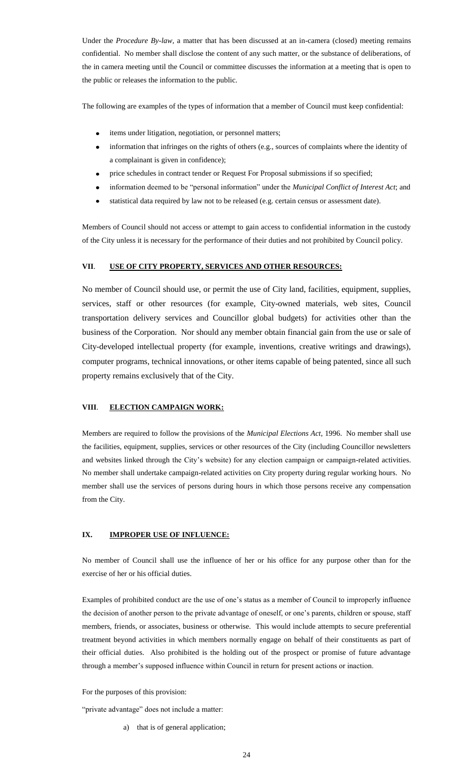Under the *Procedure By-law*, a matter that has been discussed at an in-camera (closed) meeting remains confidential. No member shall disclose the content of any such matter, or the substance of deliberations, of the in camera meeting until the Council or committee discusses the information at a meeting that is open to the public or releases the information to the public.

The following are examples of the types of information that a member of Council must keep confidential:

- items under litigation, negotiation, or personnel matters;
- information that infringes on the rights of others (e.g., sources of complaints where the identity of a complainant is given in confidence);
- price schedules in contract tender or Request For Proposal submissions if so specified;
- information deemed to be "personal information" under the *Municipal Conflict of Interest Act*; and
- statistical data required by law not to be released (e.g. certain census or assessment date).

Members of Council should not access or attempt to gain access to confidential information in the custody of the City unless it is necessary for the performance of their duties and not prohibited by Council policy.

## VII. USE OF CITY PROPERTY, SERVICES AND OTHER RESOURCES:

No member of Council should use, or permit the use of City land, facilities, equipment, supplies, services, staff or other resources (for example, City-owned materials, web sites, Council transportation delivery services and Councillor global budgets) for activities other than the business of the Corporation. Nor should any member obtain financial gain from the use or sale of City-developed intellectual property (for example, inventions, creative writings and drawings), computer programs, technical innovations, or other items capable of being patented, since all such property remains exclusively that of the City.

## VIII. ELECTION CAMPAIGN WORK:

Members are required to follow the provisions of the *Municipal Elections Act*, 1996. No member shall use the facilities, equipment, supplies, services or other resources of the City (including Councillor newsletters and websites linked through the City's website) for any election campaign or campaign-related activities. No member shall undertake campaign-related activities on City property during regular working hours. No member shall use the services of persons during hours in which those persons receive any compensation from the City.

## IX. IMPROPER USE OF INFLUENCE:

No member of Council shall use the influence of her or his office for any purpose other than for the exercise of her or his official duties.

Examples of prohibited conduct are the use of one's status as a member of Council to improperly influence the decision of another person to the private advantage of oneself, or one's parents, children or spouse, staff members, friends, or associates, business or otherwise. This would include attempts to secure preferential treatment beyond activities in which members normally engage on behalf of their constituents as part of their official duties. Also prohibited is the holding out of the prospect or promise of future advantage through a member's supposed influence within Council in return for present actions or inaction.

For the purposes of this provision:

"private advantage" does not include a matter:

a) that is of general application;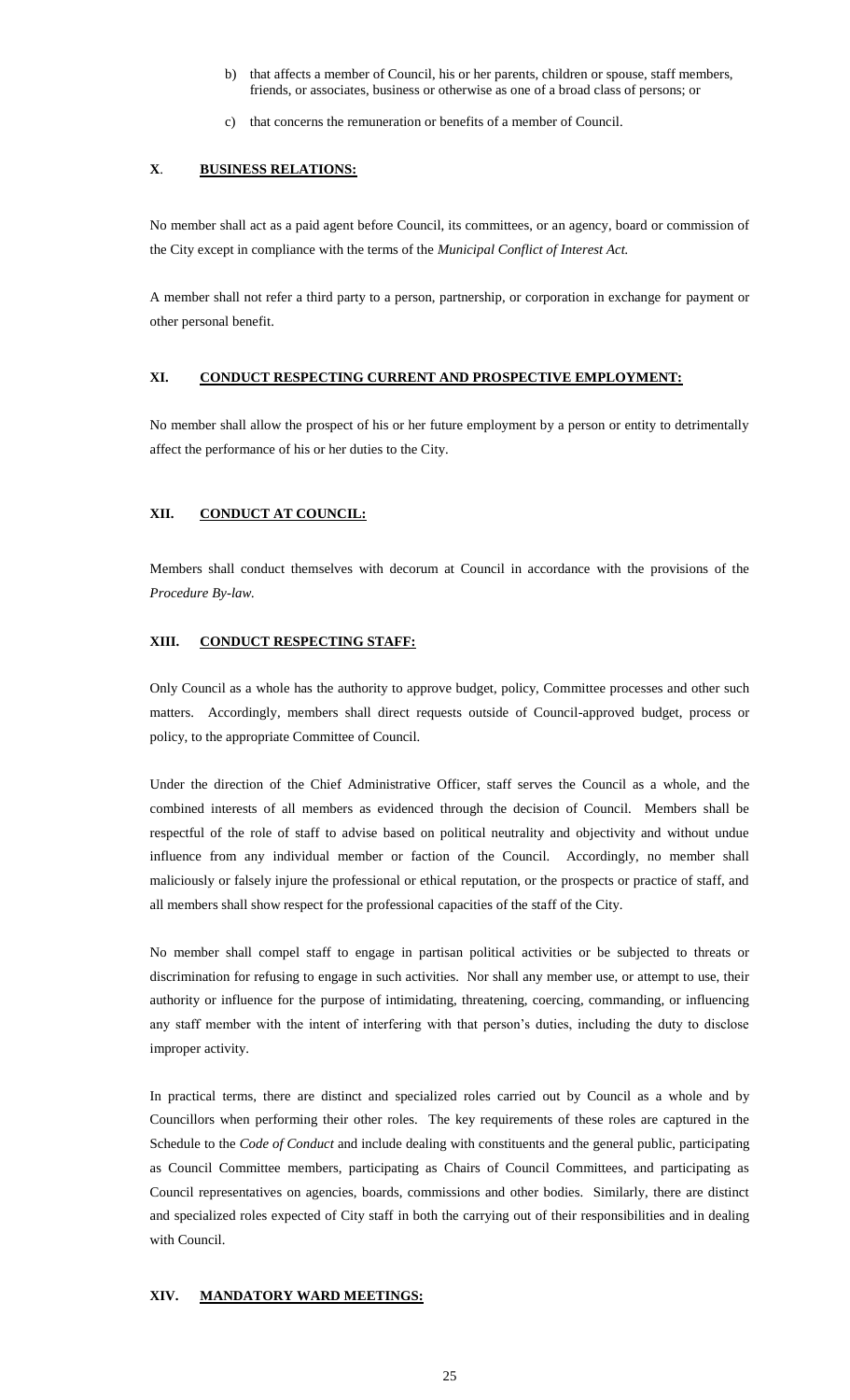b) that affects a member of Council, his or her parents, children or spouse, staff members, friends, or associates, business or otherwise as one of a broad class of persons; or

c) that concerns the remuneration or benefits of a member of Council.

## X. BUSINESS RELATIONS:

No member shall act as a paid agent before Council, its committees, or an agency, board or commission of the City except in compliance with the terms of the *Municipal Conflict of Interest Act.*

A member shall not refer a third party to a person, partnership, or corporation in exchange for payment or other personal benefit.

## XI. CONDUCT RESPECTING CURRENT AND PROSPECTIVE EMPLOYMENT:

No member shall allow the prospect of his or her future employment by a person or entity to detrimentally affect the performance of his or her duties to the City.

## XII. CONDUCT AT COUNCIL:

Members shall conduct themselves with decorum at Council in accordance with the provisions of the *Procedure By-law.*

## XIII. CONDUCT RESPECTING STAFF:

Only Council as a whole has the authority to approve budget, policy, Committee processes and other such matters. Accordingly, members shall direct requests outside of Council-approved budget, process or policy, to the appropriate Committee of Council.

Under the direction of the Chief Administrative Officer, staff serves the Council as a whole, and the combined interests of all members as evidenced through the decision of Council. Members shall be respectful of the role of staff to advise based on political neutrality and objectivity and without undue influence from any individual member or faction of the Council. Accordingly, no member shall maliciously or falsely injure the professional or ethical reputation, or the prospects or practice of staff, and all members shall show respect for the professional capacities of the staff of the City.

No member shall compel staff to engage in partisan political activities or be subjected to threats or discrimination for refusing to engage in such activities. Nor shall any member use, or attempt to use, their authority or influence for the purpose of intimidating, threatening, coercing, commanding, or influencing any staff member with the intent of interfering with that person's duties, including the duty to disclose improper activity.

In practical terms, there are distinct and specialized roles carried out by Council as a whole and by Councillors when performing their other roles. The key requirements of these roles are captured in the Schedule to the *Code of Conduct* and include dealing with constituents and the general public, participating as Council Committee members, participating as Chairs of Council Committees, and participating as Council representatives on agencies, boards, commissions and other bodies. Similarly, there are distinct and specialized roles expected of City staff in both the carrying out of their responsibilities and in dealing with Council.

## XIV. MANDATORY WARD MEETINGS: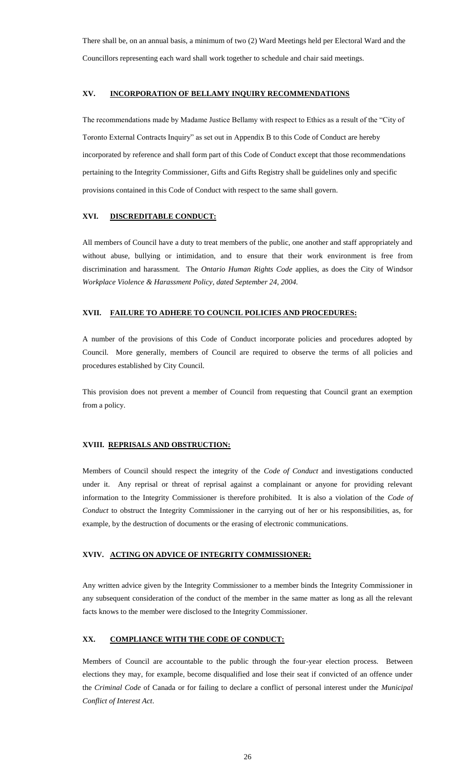There shall be, on an annual basis, a minimum of two (2) Ward Meetings held per Electoral Ward and the Councillors representing each ward shall work together to schedule and chair said meetings.

## XV. INCORPORATION OF BELLAMY INQUIRY RECOMMENDATIONS

The recommendations made by Madame Justice Bellamy with respect to Ethics as a result of the "City of Toronto External Contracts Inquiry" as set out in Appendix B to this Code of Conduct are hereby incorporated by reference and shall form part of this Code of Conduct except that those recommendations pertaining to the Integrity Commissioner, Gifts and Gifts Registry shall be guidelines only and specific provisions contained in this Code of Conduct with respect to the same shall govern.

## XVI. DISCREDITABLE CONDUCT:

All members of Council have a duty to treat members of the public, one another and staff appropriately and without abuse, bullying or intimidation, and to ensure that their work environment is free from discrimination and harassment. The *Ontario Human Rights Code* applies, as does the City of Windsor *Workplace Violence & Harassment Policy, dated September 24, 2004*.

## XVII. FAILURE TO ADHERE TO COUNCIL POLICIES AND PROCEDURES:

A number of the provisions of this Code of Conduct incorporate policies and procedures adopted by Council. More generally, members of Council are required to observe the terms of all policies and procedures established by City Council.

This provision does not prevent a member of Council from requesting that Council grant an exemption from a policy.

## XVIII. REPRISALS AND OBSTRUCTION:

Members of Council should respect the integrity of the *Code of Conduct* and investigations conducted under it. Any reprisal or threat of reprisal against a complainant or anyone for providing relevant information to the Integrity Commissioner is therefore prohibited. It is also a violation of the *Code of Conduct* to obstruct the Integrity Commissioner in the carrying out of her or his responsibilities, as, for example, by the destruction of documents or the erasing of electronic communications.

## XVIV. ACTING ON ADVICE OF INTEGRITY COMMISSIONER:

Any written advice given by the Integrity Commissioner to a member binds the Integrity Commissioner in any subsequent consideration of the conduct of the member in the same matter as long as all the relevant facts knows to the member were disclosed to the Integrity Commissioner.

## XX. COMPLIANCE WITH THE CODE OF CONDUCT:

Members of Council are accountable to the public through the four-year election process. Between elections they may, for example, become disqualified and lose their seat if convicted of an offence under the *Criminal Code* of Canada or for failing to declare a conflict of personal interest under the *Municipal Conflict of Interest Act*.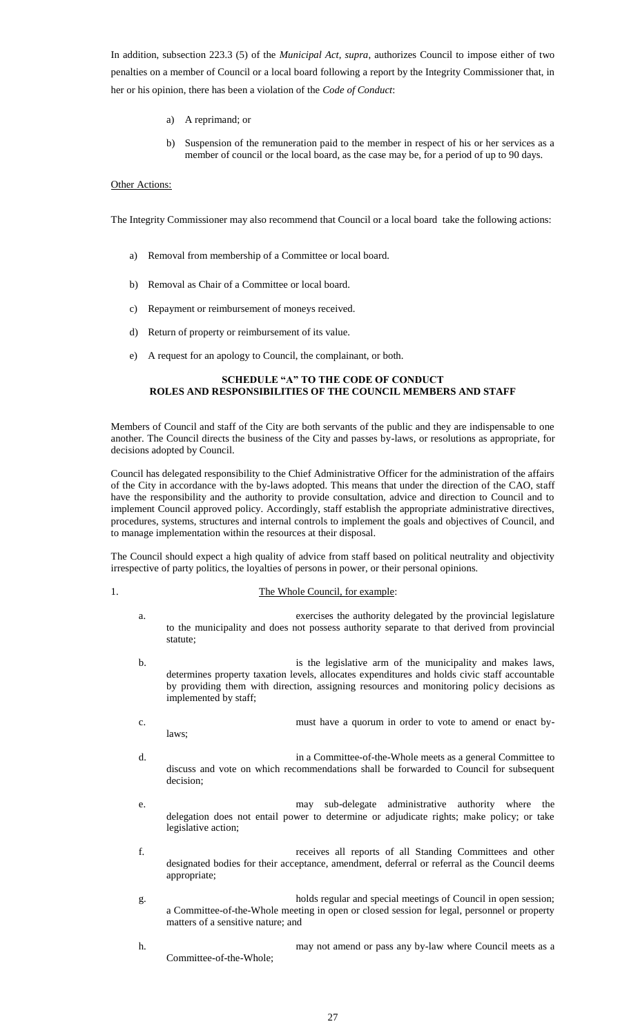In addition, subsection 223.3 (5) of the *Municipal Act, supra*, authorizes Council to impose either of two penalties on a member of Council or a local board following a report by the Integrity Commissioner that, in her or his opinion, there has been a violation of the *Code of Conduct*:

a) A reprimand; or

b) Suspension of the remuneration paid to the member in respect of his or her services as a member of council or the local board, as the case may be, for a period of up to 90 days.

Other Actions:

The Integrity Commissioner may also recommend that Council or a local board take the following actions:

a) Removal from membership of a Committee or local board.

b) Removal as Chair of a Committee or local board.

c) Repayment or reimbursement of moneys received.

d) Return of property or reimbursement of its value.

e) A request for an apology to Council, the complainant, or both.

**SCHEDULE "A" TO THE CODE OF CONDUCT**
**ROLES AND RESPONSIBILITIES OF THE COUNCIL MEMBERS AND STAFF**

Members of Council and staff of the City are both servants of the public and they are indispensable to one another. The Council directs the business of the City and passes by-laws, or resolutions as appropriate, for decisions adopted by Council.

Council has delegated responsibility to the Chief Administrative Officer for the administration of the affairs of the City in accordance with the by-laws adopted. This means that under the direction of the CAO, staff have the responsibility and the authority to provide consultation, advice and direction to Council and to implement Council approved policy. Accordingly, staff establish the appropriate administrative directives, procedures, systems, structures and internal controls to implement the goals and objectives of Council, and to manage implementation within the resources at their disposal.

The Council should expect a high quality of advice from staff based on political neutrality and objectivity irrespective of party politics, the loyalties of persons in power, or their personal opinions.

1. The Whole Council, for example:

a. exercises the authority delegated by the provincial legislature to the municipality and does not possess authority separate to that derived from provincial statute;

b. is the legislative arm of the municipality and makes laws, determines property taxation levels, allocates expenditures and holds civic staff accountable by providing them with direction, assigning resources and monitoring policy decisions as implemented by staff;

c. must have a quorum in order to vote to amend or enact by-laws;

d. in a Committee-of-the-Whole meets as a general Committee to discuss and vote on which recommendations shall be forwarded to Council for subsequent decision;

e. may sub-delegate administrative authority where the delegation does not entail power to determine or adjudicate rights; make policy; or take legislative action;

f. receives all reports of all Standing Committees and other designated bodies for their acceptance, amendment, deferral or referral as the Council deems appropriate;

g. holds regular and special meetings of Council in open session; a Committee-of-the-Whole meeting in open or closed session for legal, personnel or property matters of a sensitive nature; and

h. may not amend or pass any by-law where Council meets as a Committee-of-the-Whole;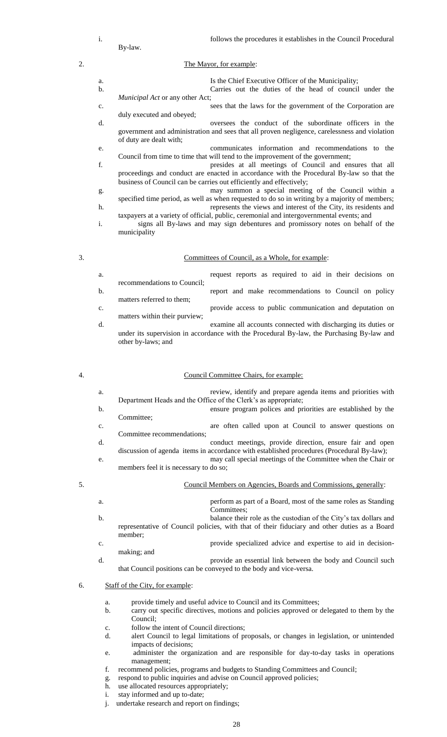i. follows the procedures it establishes in the Council Procedural By-law.

2. <u>The Mayor, for example</u>:

   a. Is the Chief Executive Officer of the Municipality;
   b. Carries out the duties of the head of council under the *Municipal Act* or any other Act;
   c. sees that the laws for the government of the Corporation are duly executed and obeyed;
   d. oversees the conduct of the subordinate officers in the government and administration and sees that all proven negligence, carelessness and violation of duty are dealt with;
   e. communicates information and recommendations to the Council from time to time that will tend to the improvement of the government;
   f. presides at all meetings of Council and ensures that all proceedings and conduct are enacted in accordance with the Procedural By-law so that the business of Council can be carries out efficiently and effectively;
   g. may summon a special meeting of the Council within a specified time period, as well as when requested to do so in writing by a majority of members;
   h. represents the views and interest of the City, its residents and taxpayers at a variety of official, public, ceremonial and intergovernmental events; and
   i. signs all By-laws and may sign debentures and promissory notes on behalf of the municipality

3. <u>Committees of Council, as a Whole, for example</u>:

   a. request reports as required to aid in their decisions on recommendations to Council;
   b. report and make recommendations to Council on policy matters referred to them;
   c. provide access to public communication and deputation on matters within their purview;
   d. examine all accounts connected with discharging its duties or under its supervision in accordance with the Procedural By-law, the Purchasing By-law and other by-laws; and

4. <u>Council Committee Chairs, for example:</u>

   a. review, identify and prepare agenda items and priorities with Department Heads and the Office of the Clerk's as appropriate;
   b. ensure program polices and priorities are established by the Committee;
   c. are often called upon at Council to answer questions on Committee recommendations;
   d. conduct meetings, provide direction, ensure fair and open discussion of agenda items in accordance with established procedures (Procedural By-law);
   e. may call special meetings of the Committee when the Chair or members feel it is necessary to do so;

5. <u>Council Members on Agencies, Boards and Commissions, generally</u>:

   a. perform as part of a Board, most of the same roles as Standing Committees;
   b. balance their role as the custodian of the City's tax dollars and representative of Council policies, with that of their fiduciary and other duties as a Board member;
   c. provide specialized advice and expertise to aid in decision-making; and
   d. provide an essential link between the body and Council such that Council positions can be conveyed to the body and vice-versa.

6. <u>Staff of the City, for example</u>:

   a. provide timely and useful advice to Council and its Committees;
   b. carry out specific directives, motions and policies approved or delegated to them by the Council;
   c. follow the intent of Council directions;
   d. alert Council to legal limitations of proposals, or changes in legislation, or unintended impacts of decisions;
   e. administer the organization and are responsible for day-to-day tasks in operations management;
   f. recommend policies, programs and budgets to Standing Committees and Council;
   g. respond to public inquiries and advise on Council approved policies;
   h. use allocated resources appropriately;
   i. stay informed and up to-date;
   j. undertake research and report on findings;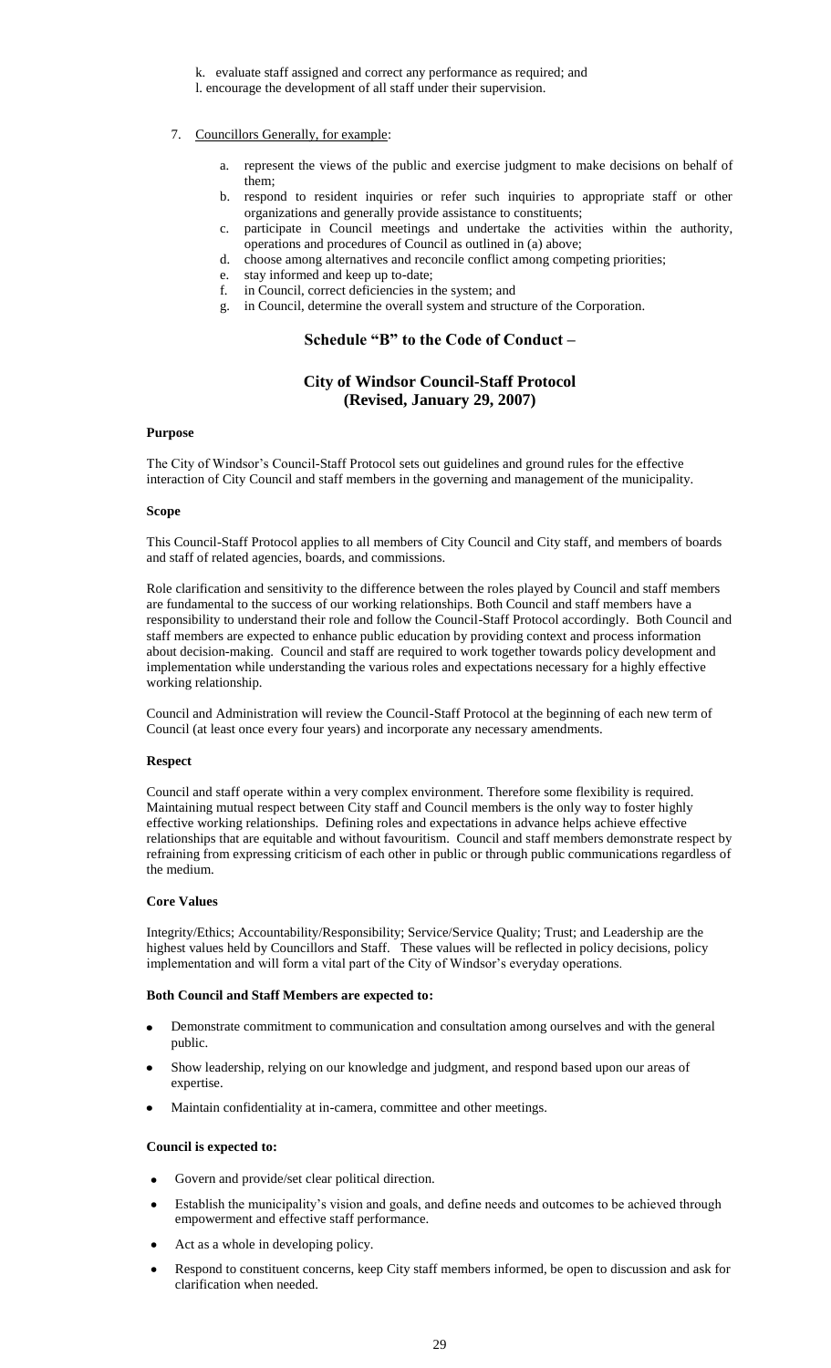k. evaluate staff assigned and correct any performance as required; and

l. encourage the development of all staff under their supervision.

7. Councillors Generally, for example:

   a. represent the views of the public and exercise judgment to make decisions on behalf of them;
   b. respond to resident inquiries or refer such inquiries to appropriate staff or other organizations and generally provide assistance to constituents;
   c. participate in Council meetings and undertake the activities within the authority, operations and procedures of Council as outlined in (a) above;
   d. choose among alternatives and reconcile conflict among competing priorities;
   e. stay informed and keep up to-date;
   f. in Council, correct deficiencies in the system; and
   g. in Council, determine the overall system and structure of the Corporation.

## Schedule "B" to the Code of Conduct –

## City of Windsor Council-Staff Protocol (Revised, January 29, 2007)

**Purpose**

The City of Windsor's Council-Staff Protocol sets out guidelines and ground rules for the effective interaction of City Council and staff members in the governing and management of the municipality.

**Scope**

This Council-Staff Protocol applies to all members of City Council and City staff, and members of boards and staff of related agencies, boards, and commissions.

Role clarification and sensitivity to the difference between the roles played by Council and staff members are fundamental to the success of our working relationships. Both Council and staff members have a responsibility to understand their role and follow the Council-Staff Protocol accordingly. Both Council and staff members are expected to enhance public education by providing context and process information about decision-making. Council and staff are required to work together towards policy development and implementation while understanding the various roles and expectations necessary for a highly effective working relationship.

Council and Administration will review the Council-Staff Protocol at the beginning of each new term of Council (at least once every four years) and incorporate any necessary amendments.

**Respect**

Council and staff operate within a very complex environment. Therefore some flexibility is required. Maintaining mutual respect between City staff and Council members is the only way to foster highly effective working relationships. Defining roles and expectations in advance helps achieve effective relationships that are equitable and without favouritism. Council and staff members demonstrate respect by refraining from expressing criticism of each other in public or through public communications regardless of the medium.

**Core Values**

Integrity/Ethics; Accountability/Responsibility; Service/Service Quality; Trust; and Leadership are the highest values held by Councillors and Staff. These values will be reflected in policy decisions, policy implementation and will form a vital part of the City of Windsor's everyday operations.

**Both Council and Staff Members are expected to:**

- Demonstrate commitment to communication and consultation among ourselves and with the general public.
- Show leadership, relying on our knowledge and judgment, and respond based upon our areas of expertise.
- Maintain confidentiality at in-camera, committee and other meetings.

**Council is expected to:**

- Govern and provide/set clear political direction.
- Establish the municipality's vision and goals, and define needs and outcomes to be achieved through empowerment and effective staff performance.
- Act as a whole in developing policy.
- Respond to constituent concerns, keep City staff members informed, be open to discussion and ask for clarification when needed.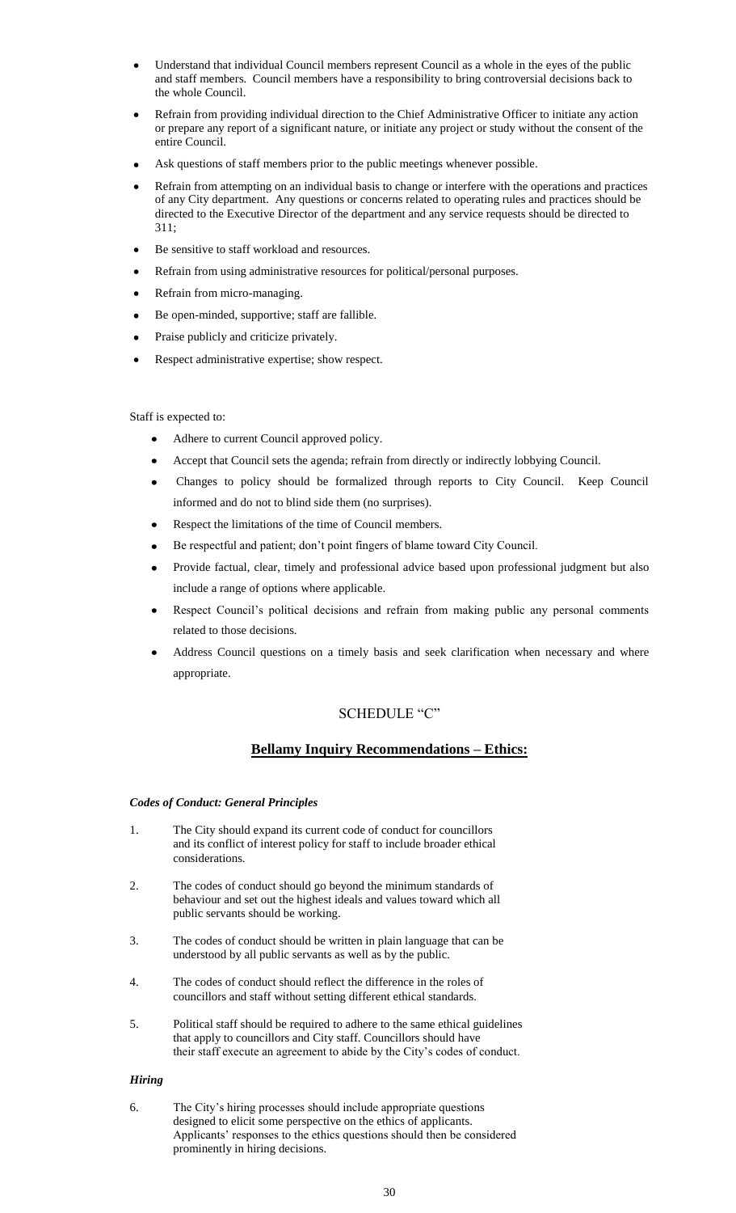- Understand that individual Council members represent Council as a whole in the eyes of the public and staff members. Council members have a responsibility to bring controversial decisions back to the whole Council.
- Refrain from providing individual direction to the Chief Administrative Officer to initiate any action or prepare any report of a significant nature, or initiate any project or study without the consent of the entire Council.
- Ask questions of staff members prior to the public meetings whenever possible.
- Refrain from attempting on an individual basis to change or interfere with the operations and practices of any City department. Any questions or concerns related to operating rules and practices should be directed to the Executive Director of the department and any service requests should be directed to 311;
- Be sensitive to staff workload and resources.
- Refrain from using administrative resources for political/personal purposes.
- Refrain from micro-managing.
- Be open-minded, supportive; staff are fallible.
- Praise publicly and criticize privately.
- Respect administrative expertise; show respect.

Staff is expected to:

- Adhere to current Council approved policy.
- Accept that Council sets the agenda; refrain from directly or indirectly lobbying Council.
- Changes to policy should be formalized through reports to City Council. Keep Council informed and do not to blind side them (no surprises).
- Respect the limitations of the time of Council members.
- Be respectful and patient; don't point fingers of blame toward City Council.
- Provide factual, clear, timely and professional advice based upon professional judgment but also include a range of options where applicable.
- Respect Council's political decisions and refrain from making public any personal comments related to those decisions.
- Address Council questions on a timely basis and seek clarification when necessary and where appropriate.

## SCHEDULE "C"

## Bellamy Inquiry Recommendations – Ethics:

### *Codes of Conduct: General Principles*

1. The City should expand its current code of conduct for councillors and its conflict of interest policy for staff to include broader ethical considerations.
2. The codes of conduct should go beyond the minimum standards of behaviour and set out the highest ideals and values toward which all public servants should be working.
3. The codes of conduct should be written in plain language that can be understood by all public servants as well as by the public.
4. The codes of conduct should reflect the difference in the roles of councillors and staff without setting different ethical standards.
5. Political staff should be required to adhere to the same ethical guidelines that apply to councillors and City staff. Councillors should have their staff execute an agreement to abide by the City's codes of conduct.

### *Hiring*

6. The City's hiring processes should include appropriate questions designed to elicit some perspective on the ethics of applicants. Applicants' responses to the ethics questions should then be considered prominently in hiring decisions.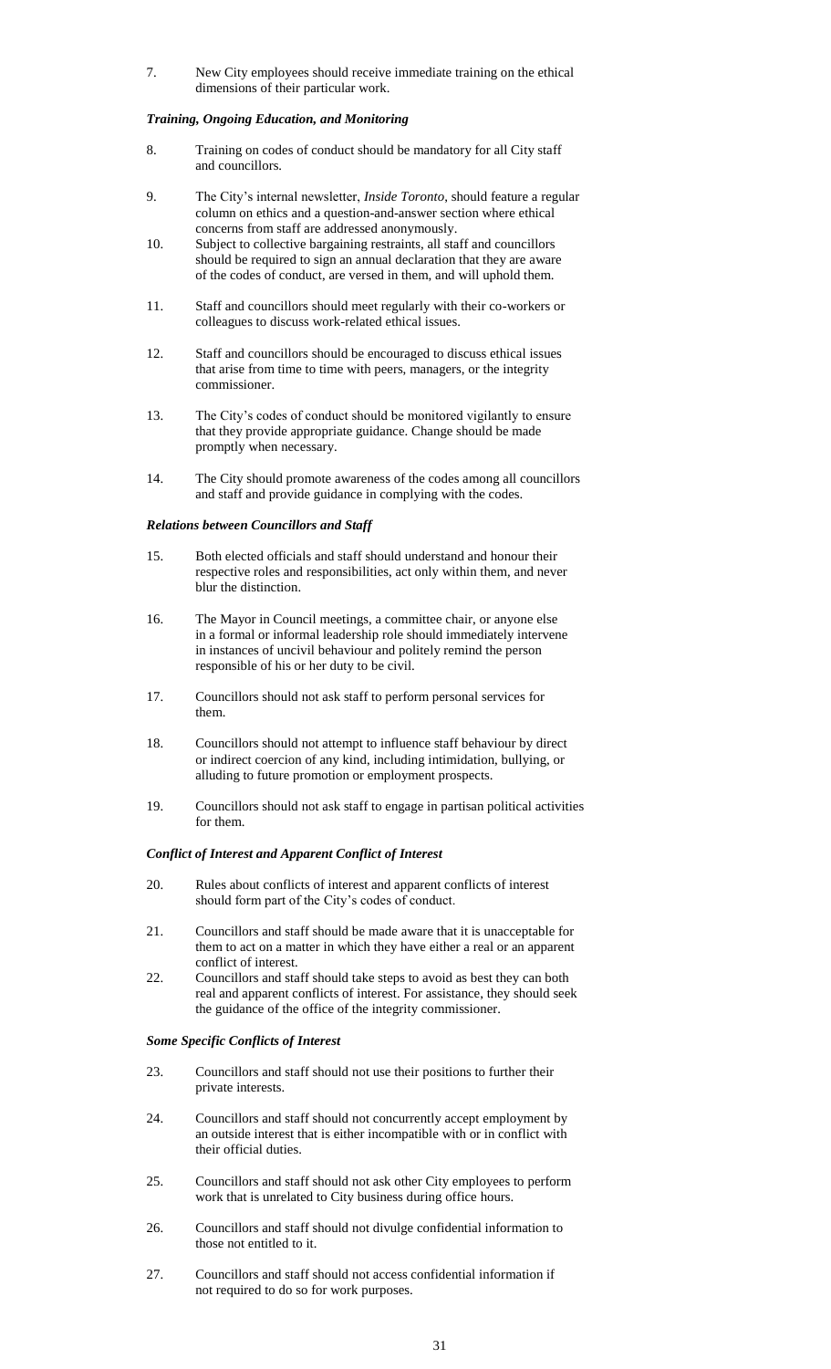7. New City employees should receive immediate training on the ethical dimensions of their particular work.

***Training, Ongoing Education, and Monitoring***

8. Training on codes of conduct should be mandatory for all City staff and councillors.

9. The City's internal newsletter, *Inside Toronto*, should feature a regular column on ethics and a question-and-answer section where ethical concerns from staff are addressed anonymously.

10. Subject to collective bargaining restraints, all staff and councillors should be required to sign an annual declaration that they are aware of the codes of conduct, are versed in them, and will uphold them.

11. Staff and councillors should meet regularly with their co-workers or colleagues to discuss work-related ethical issues.

12. Staff and councillors should be encouraged to discuss ethical issues that arise from time to time with peers, managers, or the integrity commissioner.

13. The City's codes of conduct should be monitored vigilantly to ensure that they provide appropriate guidance. Change should be made promptly when necessary.

14. The City should promote awareness of the codes among all councillors and staff and provide guidance in complying with the codes.

***Relations between Councillors and Staff***

15. Both elected officials and staff should understand and honour their respective roles and responsibilities, act only within them, and never blur the distinction.

16. The Mayor in Council meetings, a committee chair, or anyone else in a formal or informal leadership role should immediately intervene in instances of uncivil behaviour and politely remind the person responsible of his or her duty to be civil.

17. Councillors should not ask staff to perform personal services for them.

18. Councillors should not attempt to influence staff behaviour by direct or indirect coercion of any kind, including intimidation, bullying, or alluding to future promotion or employment prospects.

19. Councillors should not ask staff to engage in partisan political activities for them.

***Conflict of Interest and Apparent Conflict of Interest***

20. Rules about conflicts of interest and apparent conflicts of interest should form part of the City's codes of conduct.

21. Councillors and staff should be made aware that it is unacceptable for them to act on a matter in which they have either a real or an apparent conflict of interest.

22. Councillors and staff should take steps to avoid as best they can both real and apparent conflicts of interest. For assistance, they should seek the guidance of the office of the integrity commissioner.

***Some Specific Conflicts of Interest***

23. Councillors and staff should not use their positions to further their private interests.

24. Councillors and staff should not concurrently accept employment by an outside interest that is either incompatible with or in conflict with their official duties.

25. Councillors and staff should not ask other City employees to perform work that is unrelated to City business during office hours.

26. Councillors and staff should not divulge confidential information to those not entitled to it.

27. Councillors and staff should not access confidential information if not required to do so for work purposes.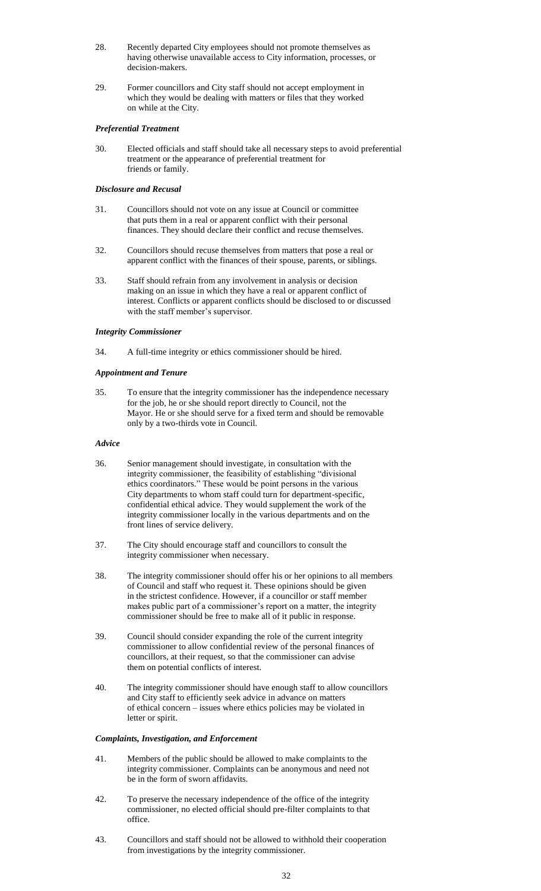28. Recently departed City employees should not promote themselves as having otherwise unavailable access to City information, processes, or decision-makers.

29. Former councillors and City staff should not accept employment in which they would be dealing with matters or files that they worked on while at the City.

***Preferential Treatment***

30. Elected officials and staff should take all necessary steps to avoid preferential treatment or the appearance of preferential treatment for friends or family.

***Disclosure and Recusal***

31. Councillors should not vote on any issue at Council or committee that puts them in a real or apparent conflict with their personal finances. They should declare their conflict and recuse themselves.

32. Councillors should recuse themselves from matters that pose a real or apparent conflict with the finances of their spouse, parents, or siblings.

33. Staff should refrain from any involvement in analysis or decision making on an issue in which they have a real or apparent conflict of interest. Conflicts or apparent conflicts should be disclosed to or discussed with the staff member's supervisor.

***Integrity Commissioner***

34. A full-time integrity or ethics commissioner should be hired.

***Appointment and Tenure***

35. To ensure that the integrity commissioner has the independence necessary for the job, he or she should report directly to Council, not the Mayor. He or she should serve for a fixed term and should be removable only by a two-thirds vote in Council.

***Advice***

36. Senior management should investigate, in consultation with the integrity commissioner, the feasibility of establishing "divisional ethics coordinators." These would be point persons in the various City departments to whom staff could turn for department-specific, confidential ethical advice. They would supplement the work of the integrity commissioner locally in the various departments and on the front lines of service delivery.

37. The City should encourage staff and councillors to consult the integrity commissioner when necessary.

38. The integrity commissioner should offer his or her opinions to all members of Council and staff who request it. These opinions should be given in the strictest confidence. However, if a councillor or staff member makes public part of a commissioner's report on a matter, the integrity commissioner should be free to make all of it public in response.

39. Council should consider expanding the role of the current integrity commissioner to allow confidential review of the personal finances of councillors, at their request, so that the commissioner can advise them on potential conflicts of interest.

40. The integrity commissioner should have enough staff to allow councillors and City staff to efficiently seek advice in advance on matters of ethical concern – issues where ethics policies may be violated in letter or spirit.

***Complaints, Investigation, and Enforcement***

41. Members of the public should be allowed to make complaints to the integrity commissioner. Complaints can be anonymous and need not be in the form of sworn affidavits.

42. To preserve the necessary independence of the office of the integrity commissioner, no elected official should pre-filter complaints to that office.

43. Councillors and staff should not be allowed to withhold their cooperation from investigations by the integrity commissioner.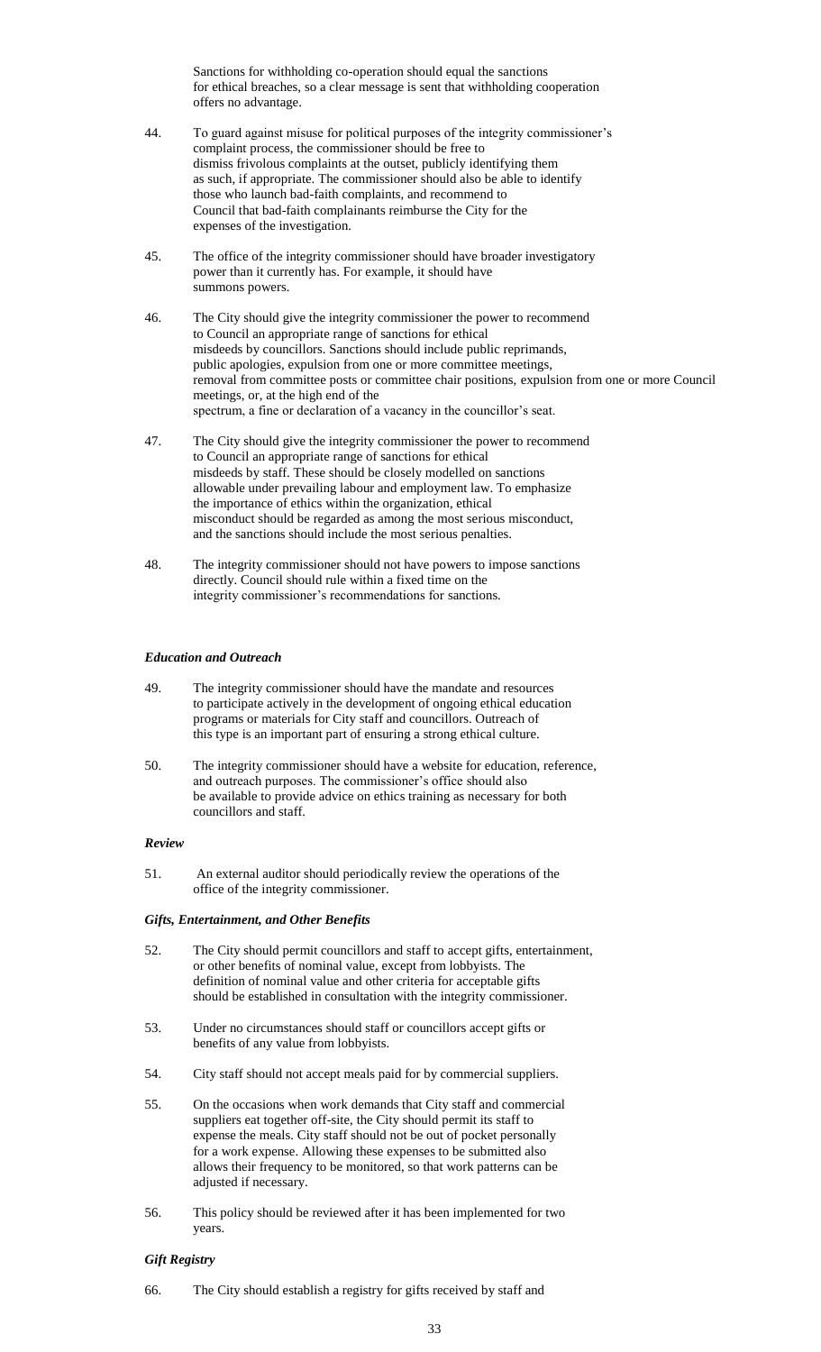Sanctions for withholding co-operation should equal the sanctions for ethical breaches, so a clear message is sent that withholding cooperation offers no advantage.

44. To guard against misuse for political purposes of the integrity commissioner's complaint process, the commissioner should be free to dismiss frivolous complaints at the outset, publicly identifying them as such, if appropriate. The commissioner should also be able to identify those who launch bad-faith complaints, and recommend to Council that bad-faith complainants reimburse the City for the expenses of the investigation.

45. The office of the integrity commissioner should have broader investigatory power than it currently has. For example, it should have summons powers.

46. The City should give the integrity commissioner the power to recommend to Council an appropriate range of sanctions for ethical misdeeds by councillors. Sanctions should include public reprimands, public apologies, expulsion from one or more committee meetings, removal from committee posts or committee chair positions, expulsion from one or more Council meetings, or, at the high end of the spectrum, a fine or declaration of a vacancy in the councillor's seat.

47. The City should give the integrity commissioner the power to recommend to Council an appropriate range of sanctions for ethical misdeeds by staff. These should be closely modelled on sanctions allowable under prevailing labour and employment law. To emphasize the importance of ethics within the organization, ethical misconduct should be regarded as among the most serious misconduct, and the sanctions should include the most serious penalties.

48. The integrity commissioner should not have powers to impose sanctions directly. Council should rule within a fixed time on the integrity commissioner's recommendations for sanctions.

***Education and Outreach***

49. The integrity commissioner should have the mandate and resources to participate actively in the development of ongoing ethical education programs or materials for City staff and councillors. Outreach of this type is an important part of ensuring a strong ethical culture.

50. The integrity commissioner should have a website for education, reference, and outreach purposes. The commissioner's office should also be available to provide advice on ethics training as necessary for both councillors and staff.

***Review***

51. An external auditor should periodically review the operations of the office of the integrity commissioner.

***Gifts, Entertainment, and Other Benefits***

52. The City should permit councillors and staff to accept gifts, entertainment, or other benefits of nominal value, except from lobbyists. The definition of nominal value and other criteria for acceptable gifts should be established in consultation with the integrity commissioner.

53. Under no circumstances should staff or councillors accept gifts or benefits of any value from lobbyists.

54. City staff should not accept meals paid for by commercial suppliers.

55. On the occasions when work demands that City staff and commercial suppliers eat together off-site, the City should permit its staff to expense the meals. City staff should not be out of pocket personally for a work expense. Allowing these expenses to be submitted also allows their frequency to be monitored, so that work patterns can be adjusted if necessary.

56. This policy should be reviewed after it has been implemented for two years.

***Gift Registry***

66. The City should establish a registry for gifts received by staff and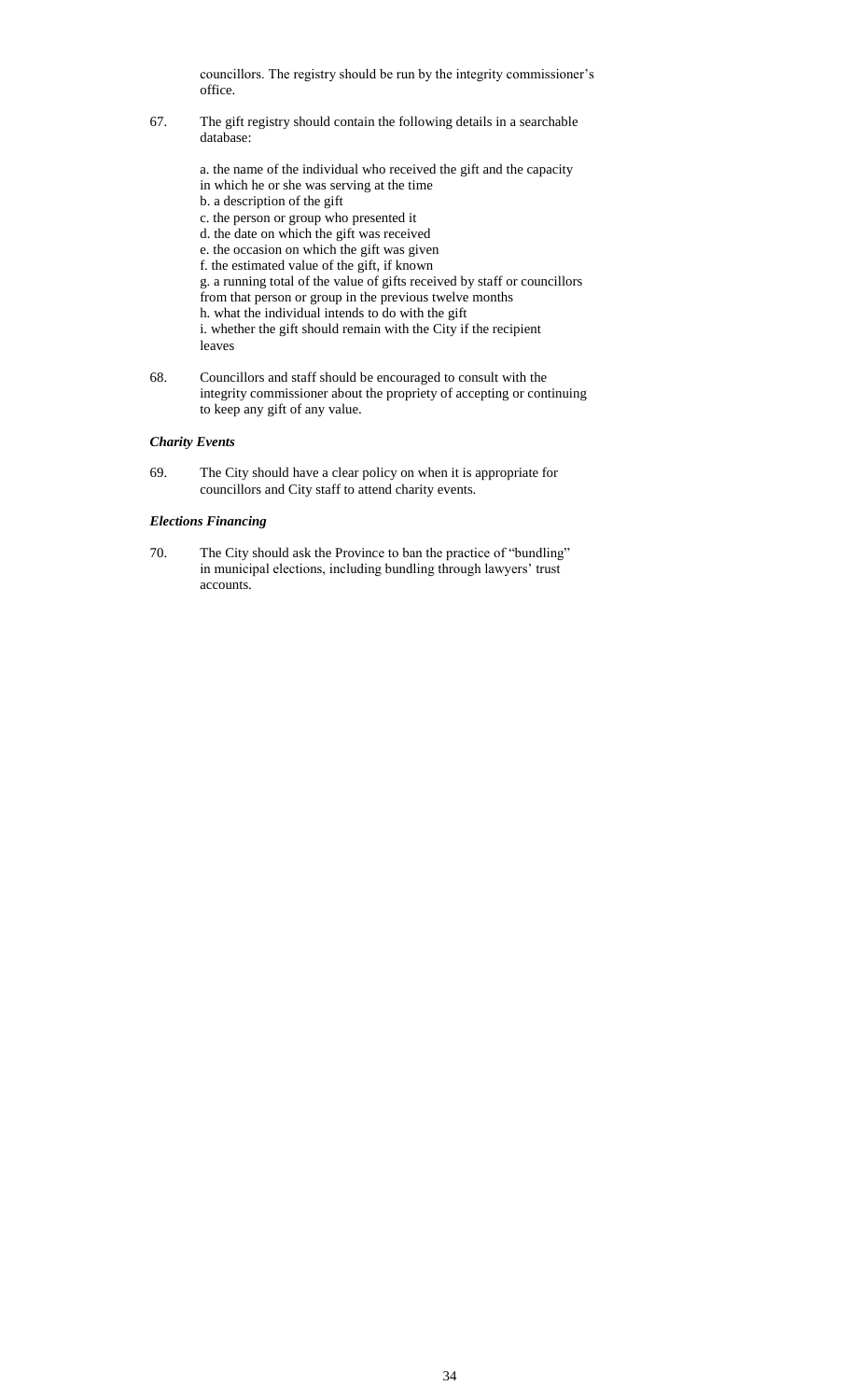councillors. The registry should be run by the integrity commissioner's office.

67. The gift registry should contain the following details in a searchable database:

    a. the name of the individual who received the gift and the capacity in which he or she was serving at the time
    b. a description of the gift
    c. the person or group who presented it
    d. the date on which the gift was received
    e. the occasion on which the gift was given
    f. the estimated value of the gift, if known
    g. a running total of the value of gifts received by staff or councillors from that person or group in the previous twelve months
    h. what the individual intends to do with the gift
    i. whether the gift should remain with the City if the recipient leaves

68. Councillors and staff should be encouraged to consult with the integrity commissioner about the propriety of accepting or continuing to keep any gift of any value.

***Charity Events***

69. The City should have a clear policy on when it is appropriate for councillors and City staff to attend charity events.

***Elections Financing***

70. The City should ask the Province to ban the practice of "bundling" in municipal elections, including bundling through lawyers' trust accounts.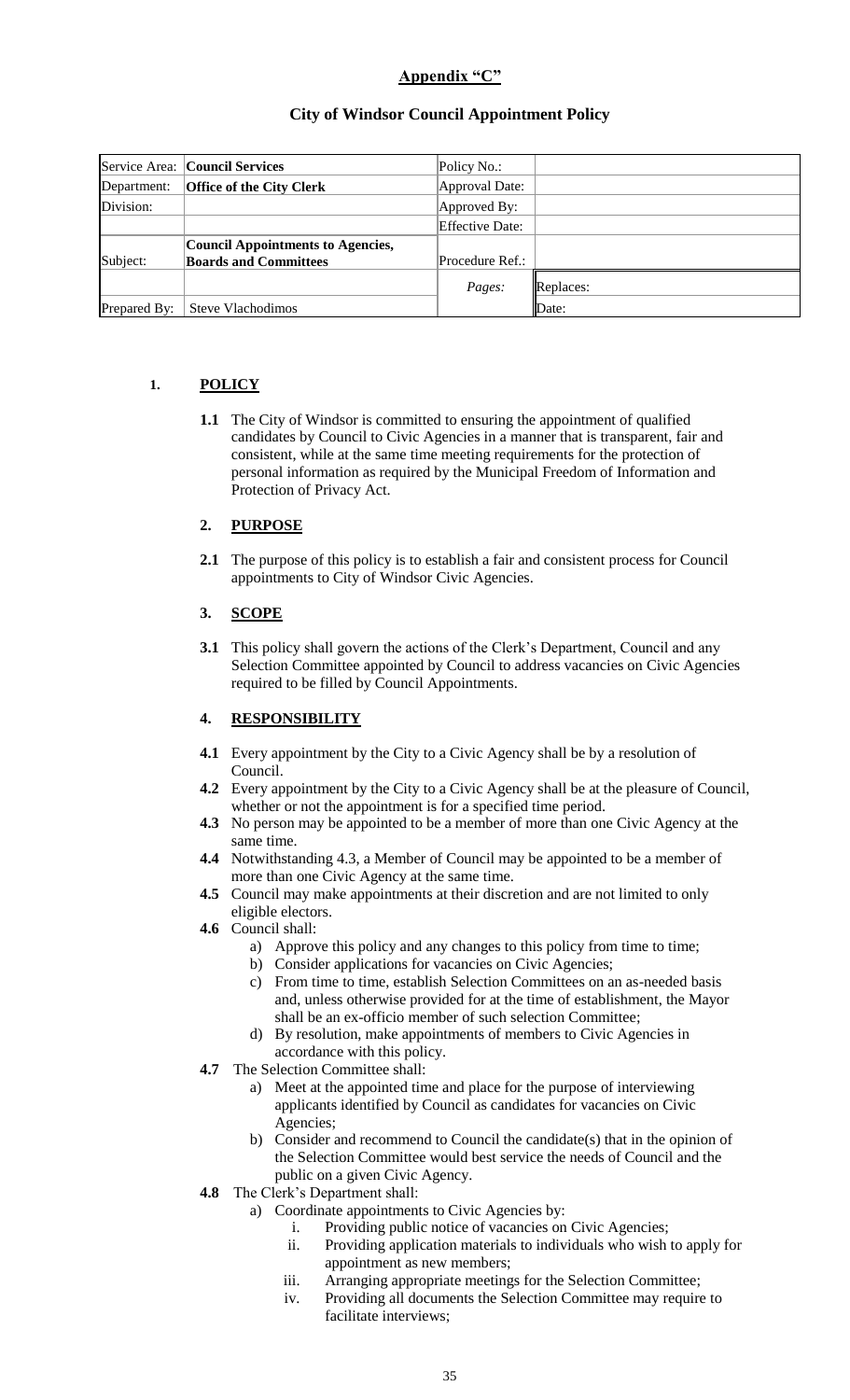## Appendix "C"

### City of Windsor Council Appointment Policy

| Service Area: | **Council Services** | Policy No.: | |
|---|---|---|---|
| Department: | **Office of the City Clerk** | Approval Date: | |
| Division: | | Approved By: | |
| | | Effective Date: | |
| Subject: | **Council Appointments to Agencies, Boards and Committees** | Procedure Ref.: | |
| | | *Pages:* | Replaces: |
| Prepared By: | Steve Vlachodimos | | Date: |

### 1. POLICY

**1.1** The City of Windsor is committed to ensuring the appointment of qualified candidates by Council to Civic Agencies in a manner that is transparent, fair and consistent, while at the same time meeting requirements for the protection of personal information as required by the Municipal Freedom of Information and Protection of Privacy Act.

### 2. PURPOSE

**2.1** The purpose of this policy is to establish a fair and consistent process for Council appointments to City of Windsor Civic Agencies.

### 3. SCOPE

**3.1** This policy shall govern the actions of the Clerk's Department, Council and any Selection Committee appointed by Council to address vacancies on Civic Agencies required to be filled by Council Appointments.

### 4. RESPONSIBILITY

**4.1** Every appointment by the City to a Civic Agency shall be by a resolution of Council.

**4.2** Every appointment by the City to a Civic Agency shall be at the pleasure of Council, whether or not the appointment is for a specified time period.

**4.3** No person may be appointed to be a member of more than one Civic Agency at the same time.

**4.4** Notwithstanding 4.3, a Member of Council may be appointed to be a member of more than one Civic Agency at the same time.

**4.5** Council may make appointments at their discretion and are not limited to only eligible electors.

**4.6** Council shall:

- a) Approve this policy and any changes to this policy from time to time;
- b) Consider applications for vacancies on Civic Agencies;
- c) From time to time, establish Selection Committees on an as-needed basis and, unless otherwise provided for at the time of establishment, the Mayor shall be an ex-officio member of such selection Committee;
- d) By resolution, make appointments of members to Civic Agencies in accordance with this policy.

**4.7** The Selection Committee shall:

- a) Meet at the appointed time and place for the purpose of interviewing applicants identified by Council as candidates for vacancies on Civic Agencies;
- b) Consider and recommend to Council the candidate(s) that in the opinion of the Selection Committee would best service the needs of Council and the public on a given Civic Agency.

**4.8** The Clerk's Department shall:

- a) Coordinate appointments to Civic Agencies by:
  - i. Providing public notice of vacancies on Civic Agencies;
  - ii. Providing application materials to individuals who wish to apply for appointment as new members;
  - iii. Arranging appropriate meetings for the Selection Committee;
  - iv. Providing all documents the Selection Committee may require to facilitate interviews;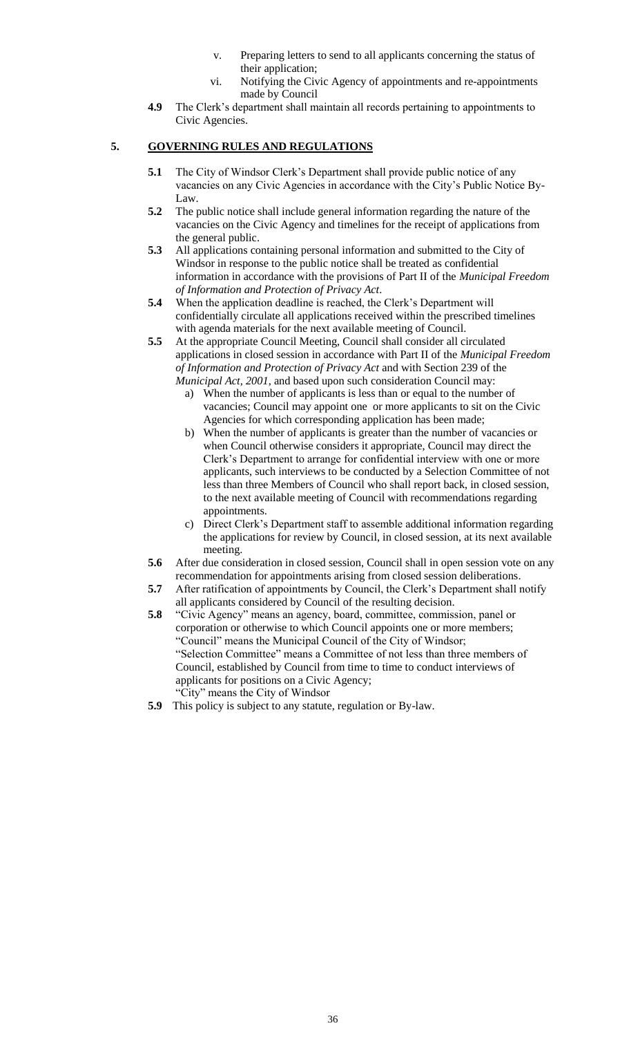v. Preparing letters to send to all applicants concerning the status of their application;

vi. Notifying the Civic Agency of appointments and re-appointments made by Council

**4.9** The Clerk's department shall maintain all records pertaining to appointments to Civic Agencies.

## 5. GOVERNING RULES AND REGULATIONS

**5.1** The City of Windsor Clerk's Department shall provide public notice of any vacancies on any Civic Agencies in accordance with the City's Public Notice By-Law.

**5.2** The public notice shall include general information regarding the nature of the vacancies on the Civic Agency and timelines for the receipt of applications from the general public.

**5.3** All applications containing personal information and submitted to the City of Windsor in response to the public notice shall be treated as confidential information in accordance with the provisions of Part II of the *Municipal Freedom of Information and Protection of Privacy Act*.

**5.4** When the application deadline is reached, the Clerk's Department will confidentially circulate all applications received within the prescribed timelines with agenda materials for the next available meeting of Council.

**5.5** At the appropriate Council Meeting, Council shall consider all circulated applications in closed session in accordance with Part II of the *Municipal Freedom of Information and Protection of Privacy Act* and with Section 239 of the *Municipal Act, 2001*, and based upon such consideration Council may:

a) When the number of applicants is less than or equal to the number of vacancies; Council may appoint one or more applicants to sit on the Civic Agencies for which corresponding application has been made;

b) When the number of applicants is greater than the number of vacancies or when Council otherwise considers it appropriate, Council may direct the Clerk's Department to arrange for confidential interview with one or more applicants, such interviews to be conducted by a Selection Committee of not less than three Members of Council who shall report back, in closed session, to the next available meeting of Council with recommendations regarding appointments.

c) Direct Clerk's Department staff to assemble additional information regarding the applications for review by Council, in closed session, at its next available meeting.

**5.6** After due consideration in closed session, Council shall in open session vote on any recommendation for appointments arising from closed session deliberations.

**5.7** After ratification of appointments by Council, the Clerk's Department shall notify all applicants considered by Council of the resulting decision.

**5.8** "Civic Agency" means an agency, board, committee, commission, panel or corporation or otherwise to which Council appoints one or more members;
"Council" means the Municipal Council of the City of Windsor;
"Selection Committee" means a Committee of not less than three members of Council, established by Council from time to time to conduct interviews of applicants for positions on a Civic Agency;
"City" means the City of Windsor

**5.9** This policy is subject to any statute, regulation or By-law.